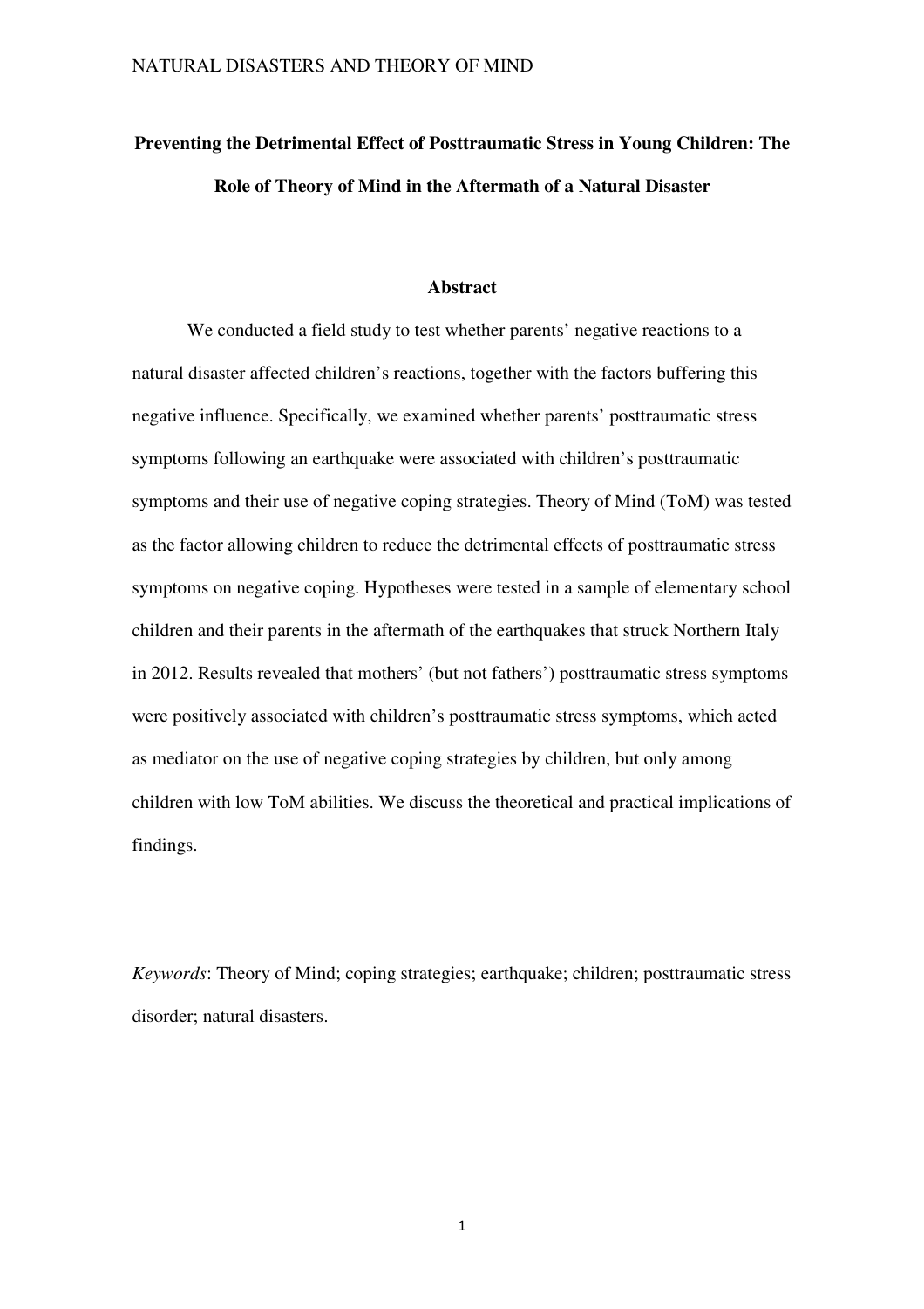# Preventing the Detrimental Effect of Posttraumatic Stress in Young Children: The Role of Theory of Mind in the Aftermath of a Natural Disaster

## Abstract

We conducted a field study to test whether parents' negative reactions to a natural disaster affected children's reactions, together with the factors buffering this negative influence. Specifically, we examined whether parents' posttraumatic stress symptoms following an earthquake were associated with children's posttraumatic symptoms and their use of negative coping strategies. Theory of Mind (ToM) was tested as the factor allowing children to reduce the detrimental effects of posttraumatic stress symptoms on negative coping. Hypotheses were tested in a sample of elementary school children and their parents in the aftermath of the earthquakes that struck Northern Italy in 2012. Results revealed that mothers' (but not fathers') posttraumatic stress symptoms were positively associated with children's posttraumatic stress symptoms, which acted as mediator on the use of negative coping strategies by children, but only among children with low ToM abilities. We discuss the theoretical and practical implications of findings.

*Keywords*: Theory of Mind; coping strategies; earthquake; children; posttraumatic stress disorder; natural disasters.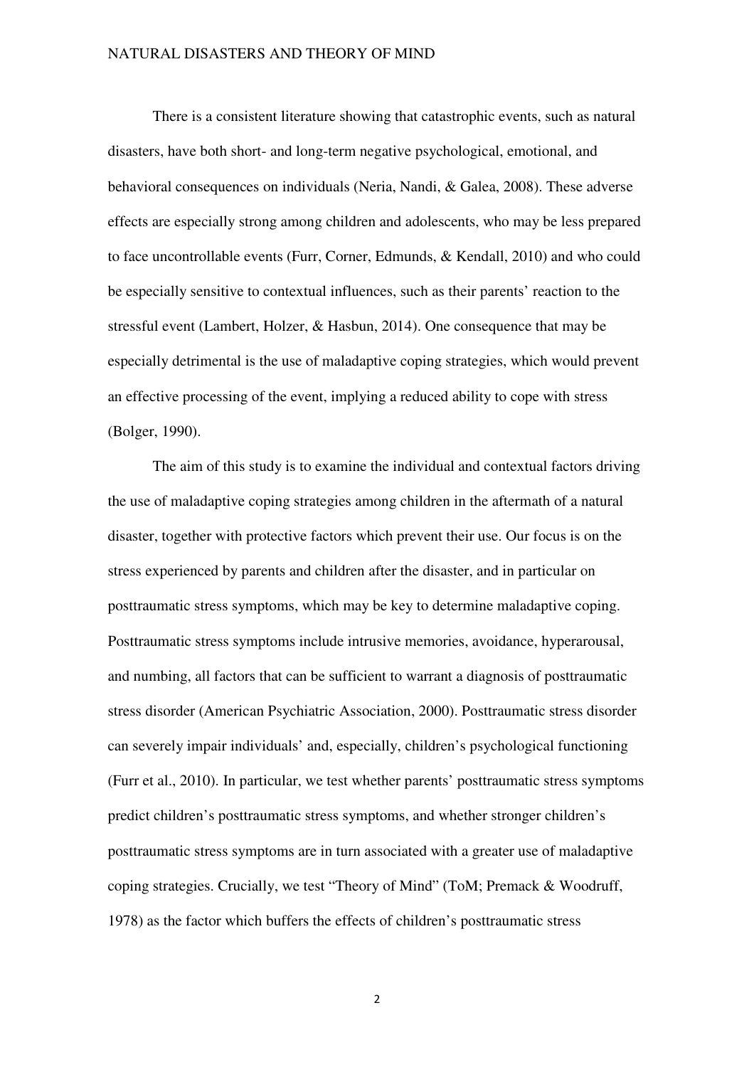There is a consistent literature showing that catastrophic events, such as natural disasters, have both short- and long-term negative psychological, emotional, and behavioral consequences on individuals (Neria, Nandi, & Galea, 2008). These adverse effects are especially strong among children and adolescents, who may be less prepared to face uncontrollable events (Furr, Corner, Edmunds, & Kendall, 2010) and who could be especially sensitive to contextual influences, such as their parents' reaction to the stressful event (Lambert, Holzer, & Hasbun, 2014). One consequence that may be especially detrimental is the use of maladaptive coping strategies, which would prevent an effective processing of the event, implying a reduced ability to cope with stress (Bolger, 1990).

The aim of this study is to examine the individual and contextual factors driving the use of maladaptive coping strategies among children in the aftermath of a natural disaster, together with protective factors which prevent their use. Our focus is on the stress experienced by parents and children after the disaster, and in particular on posttraumatic stress symptoms, which may be key to determine maladaptive coping. Posttraumatic stress symptoms include intrusive memories, avoidance, hyperarousal, and numbing, all factors that can be sufficient to warrant a diagnosis of posttraumatic stress disorder (American Psychiatric Association, 2000). Posttraumatic stress disorder can severely impair individuals' and, especially, children's psychological functioning (Furr et al., 2010). In particular, we test whether parents' posttraumatic stress symptoms predict children's posttraumatic stress symptoms, and whether stronger children's posttraumatic stress symptoms are in turn associated with a greater use of maladaptive coping strategies. Crucially, we test "Theory of Mind" (ToM; Premack & Woodruff, 1978) as the factor which buffers the effects of children's posttraumatic stress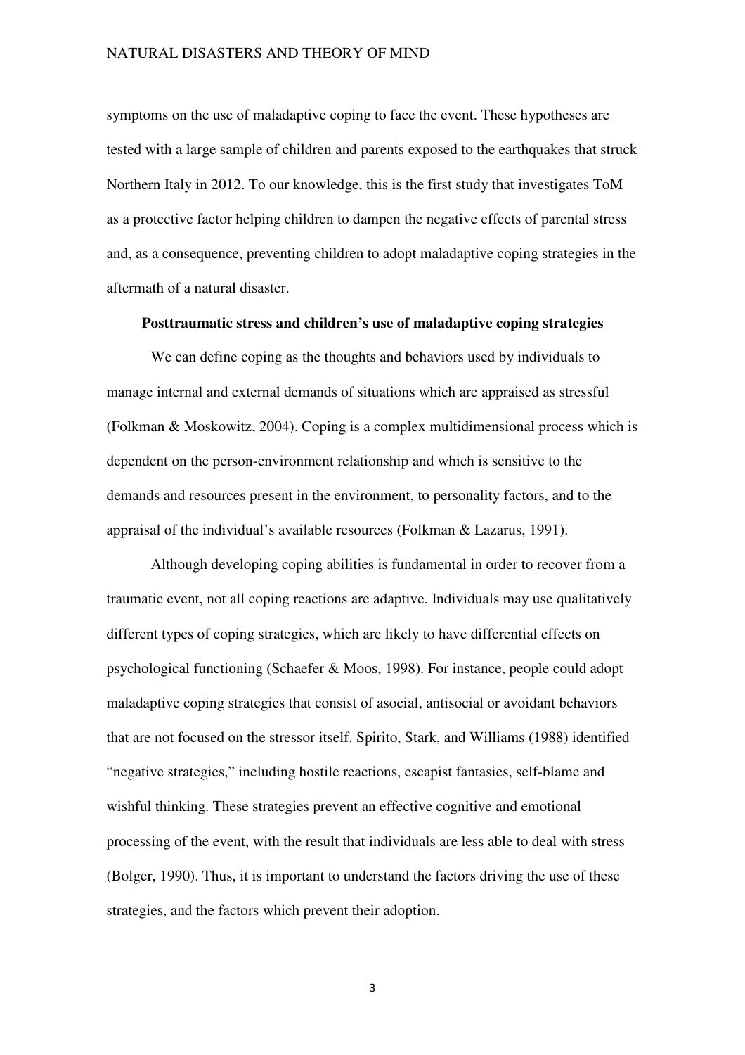symptoms on the use of maladaptive coping to face the event. These hypotheses are tested with a large sample of children and parents exposed to the earthquakes that struck Northern Italy in 2012. To our knowledge, this is the first study that investigates ToM as a protective factor helping children to dampen the negative effects of parental stress and, as a consequence, preventing children to adopt maladaptive coping strategies in the aftermath of a natural disaster.

## Posttraumatic stress and children's use of maladaptive coping strategies

We can define coping as the thoughts and behaviors used by individuals to manage internal and external demands of situations which are appraised as stressful (Folkman & Moskowitz, 2004). Coping is a complex multidimensional process which is dependent on the person-environment relationship and which is sensitive to the demands and resources present in the environment, to personality factors, and to the appraisal of the individual's available resources (Folkman & Lazarus, 1991).

Although developing coping abilities is fundamental in order to recover from a traumatic event, not all coping reactions are adaptive. Individuals may use qualitatively different types of coping strategies, which are likely to have differential effects on psychological functioning (Schaefer & Moos, 1998). For instance, people could adopt maladaptive coping strategies that consist of asocial, antisocial or avoidant behaviors that are not focused on the stressor itself. Spirito, Stark, and Williams (1988) identified "negative strategies," including hostile reactions, escapist fantasies, self-blame and wishful thinking. These strategies prevent an effective cognitive and emotional processing of the event, with the result that individuals are less able to deal with stress (Bolger, 1990). Thus, it is important to understand the factors driving the use of these strategies, and the factors which prevent their adoption.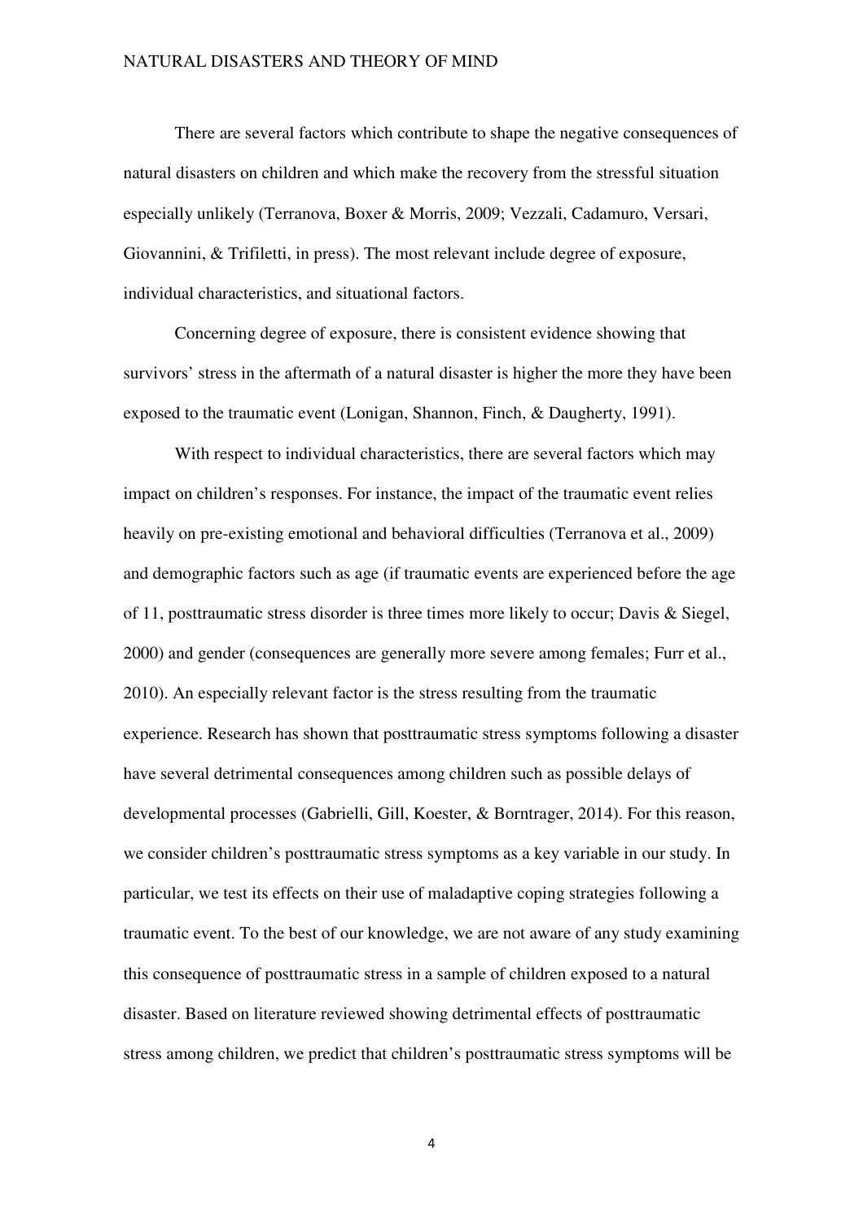There are several factors which contribute to shape the negative consequences of natural disasters on children and which make the recovery from the stressful situation especially unlikely (Terranova, Boxer & Morris, 2009; Vezzali, Cadamuro, Versari, Giovannini, & Trifiletti, in press). The most relevant include degree of exposure, individual characteristics, and situational factors.

Concerning degree of exposure, there is consistent evidence showing that survivors' stress in the aftermath of a natural disaster is higher the more they have been exposed to the traumatic event (Lonigan, Shannon, Finch, & Daugherty, 1991).

With respect to individual characteristics, there are several factors which may impact on children's responses. For instance, the impact of the traumatic event relies heavily on pre-existing emotional and behavioral difficulties (Terranova et al., 2009) and demographic factors such as age (if traumatic events are experienced before the age of 11, posttraumatic stress disorder is three times more likely to occur; Davis & Siegel, 2000) and gender (consequences are generally more severe among females; Furr et al., 2010). An especially relevant factor is the stress resulting from the traumatic experience. Research has shown that posttraumatic stress symptoms following a disaster have several detrimental consequences among children such as possible delays of developmental processes (Gabrielli, Gill, Koester, & Borntrager, 2014). For this reason, we consider children's posttraumatic stress symptoms as a key variable in our study. In particular, we test its effects on their use of maladaptive coping strategies following a traumatic event. To the best of our knowledge, we are not aware of any study examining this consequence of posttraumatic stress in a sample of children exposed to a natural disaster. Based on literature reviewed showing detrimental effects of posttraumatic stress among children, we predict that children's posttraumatic stress symptoms will be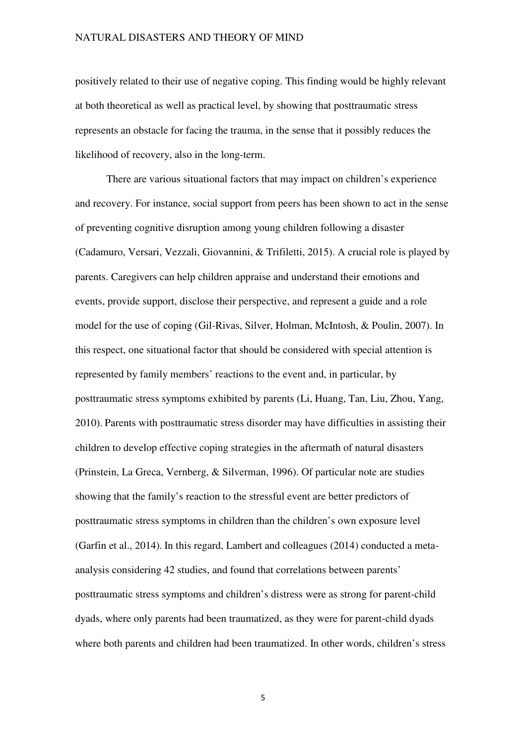positively related to their use of negative coping. This finding would be highly relevant at both theoretical as well as practical level, by showing that posttraumatic stress represents an obstacle for facing the trauma, in the sense that it possibly reduces the likelihood of recovery, also in the long-term.

There are various situational factors that may impact on children's experience and recovery. For instance, social support from peers has been shown to act in the sense of preventing cognitive disruption among young children following a disaster (Cadamuro, Versari, Vezzali, Giovannini, & Trifiletti, 2015). A crucial role is played by parents. Caregivers can help children appraise and understand their emotions and events, provide support, disclose their perspective, and represent a guide and a role model for the use of coping (Gil-Rivas, Silver, Holman, McIntosh, & Poulin, 2007). In this respect, one situational factor that should be considered with special attention is represented by family members' reactions to the event and, in particular, by posttraumatic stress symptoms exhibited by parents (Li, Huang, Tan, Liu, Zhou, Yang, 2010). Parents with posttraumatic stress disorder may have difficulties in assisting their children to develop effective coping strategies in the aftermath of natural disasters (Prinstein, La Greca, Vernberg, & Silverman, 1996). Of particular note are studies showing that the family's reaction to the stressful event are better predictors of posttraumatic stress symptoms in children than the children's own exposure level (Garfin et al., 2014). In this regard, Lambert and colleagues (2014) conducted a meta-analysis considering 42 studies, and found that correlations between parents' posttraumatic stress symptoms and children's distress were as strong for parent-child dyads, where only parents had been traumatized, as they were for parent-child dyads where both parents and children had been traumatized. In other words, children's stress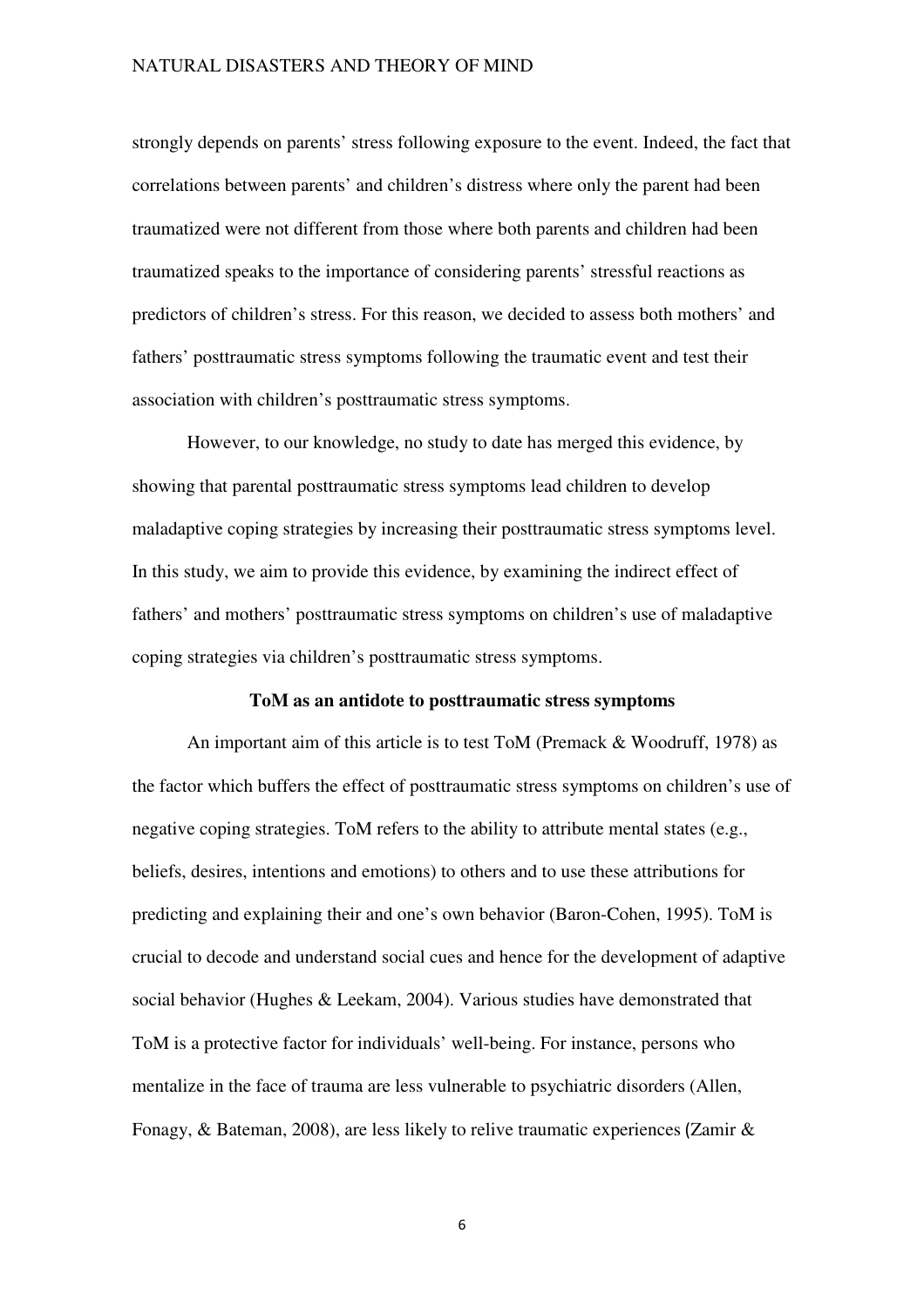strongly depends on parents' stress following exposure to the event. Indeed, the fact that correlations between parents' and children's distress where only the parent had been traumatized were not different from those where both parents and children had been traumatized speaks to the importance of considering parents' stressful reactions as predictors of children's stress. For this reason, we decided to assess both mothers' and fathers' posttraumatic stress symptoms following the traumatic event and test their association with children's posttraumatic stress symptoms.

However, to our knowledge, no study to date has merged this evidence, by showing that parental posttraumatic stress symptoms lead children to develop maladaptive coping strategies by increasing their posttraumatic stress symptoms level. In this study, we aim to provide this evidence, by examining the indirect effect of fathers' and mothers' posttraumatic stress symptoms on children's use of maladaptive coping strategies via children's posttraumatic stress symptoms.

**ToM as an antidote to posttraumatic stress symptoms**

An important aim of this article is to test ToM (Premack & Woodruff, 1978) as the factor which buffers the effect of posttraumatic stress symptoms on children's use of negative coping strategies. ToM refers to the ability to attribute mental states (e.g., beliefs, desires, intentions and emotions) to others and to use these attributions for predicting and explaining their and one's own behavior (Baron-Cohen, 1995). ToM is crucial to decode and understand social cues and hence for the development of adaptive social behavior (Hughes & Leekam, 2004). Various studies have demonstrated that ToM is a protective factor for individuals' well-being. For instance, persons who mentalize in the face of trauma are less vulnerable to psychiatric disorders (Allen, Fonagy, & Bateman, 2008), are less likely to relive traumatic experiences (Zamir &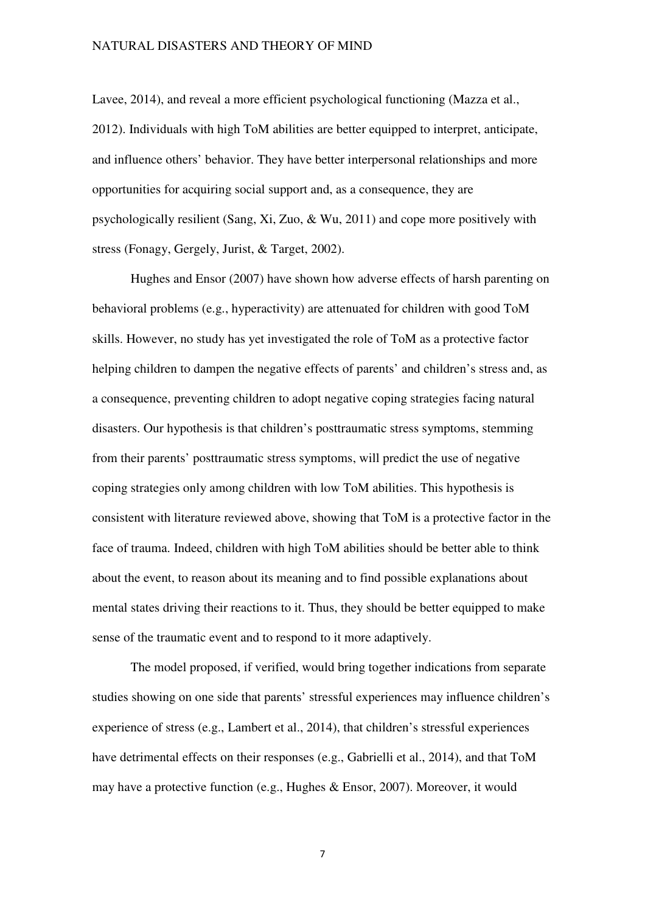Lavee, 2014), and reveal a more efficient psychological functioning (Mazza et al., 2012). Individuals with high ToM abilities are better equipped to interpret, anticipate, and influence others' behavior. They have better interpersonal relationships and more opportunities for acquiring social support and, as a consequence, they are psychologically resilient (Sang, Xi, Zuo, & Wu, 2011) and cope more positively with stress (Fonagy, Gergely, Jurist, & Target, 2002).

Hughes and Ensor (2007) have shown how adverse effects of harsh parenting on behavioral problems (e.g., hyperactivity) are attenuated for children with good ToM skills. However, no study has yet investigated the role of ToM as a protective factor helping children to dampen the negative effects of parents' and children's stress and, as a consequence, preventing children to adopt negative coping strategies facing natural disasters. Our hypothesis is that children's posttraumatic stress symptoms, stemming from their parents' posttraumatic stress symptoms, will predict the use of negative coping strategies only among children with low ToM abilities. This hypothesis is consistent with literature reviewed above, showing that ToM is a protective factor in the face of trauma. Indeed, children with high ToM abilities should be better able to think about the event, to reason about its meaning and to find possible explanations about mental states driving their reactions to it. Thus, they should be better equipped to make sense of the traumatic event and to respond to it more adaptively.

The model proposed, if verified, would bring together indications from separate studies showing on one side that parents' stressful experiences may influence children's experience of stress (e.g., Lambert et al., 2014), that children's stressful experiences have detrimental effects on their responses (e.g., Gabrielli et al., 2014), and that ToM may have a protective function (e.g., Hughes & Ensor, 2007). Moreover, it would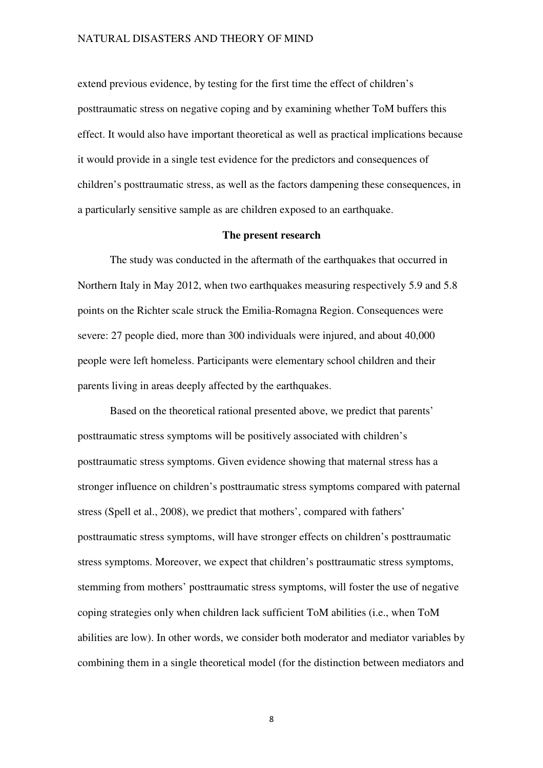extend previous evidence, by testing for the first time the effect of children's posttraumatic stress on negative coping and by examining whether ToM buffers this effect. It would also have important theoretical as well as practical implications because it would provide in a single test evidence for the predictors and consequences of children's posttraumatic stress, as well as the factors dampening these consequences, in a particularly sensitive sample as are children exposed to an earthquake.

## The present research

The study was conducted in the aftermath of the earthquakes that occurred in Northern Italy in May 2012, when two earthquakes measuring respectively 5.9 and 5.8 points on the Richter scale struck the Emilia-Romagna Region. Consequences were severe: 27 people died, more than 300 individuals were injured, and about 40,000 people were left homeless. Participants were elementary school children and their parents living in areas deeply affected by the earthquakes.

Based on the theoretical rational presented above, we predict that parents' posttraumatic stress symptoms will be positively associated with children's posttraumatic stress symptoms. Given evidence showing that maternal stress has a stronger influence on children's posttraumatic stress symptoms compared with paternal stress (Spell et al., 2008), we predict that mothers', compared with fathers' posttraumatic stress symptoms, will have stronger effects on children's posttraumatic stress symptoms. Moreover, we expect that children's posttraumatic stress symptoms, stemming from mothers' posttraumatic stress symptoms, will foster the use of negative coping strategies only when children lack sufficient ToM abilities (i.e., when ToM abilities are low). In other words, we consider both moderator and mediator variables by combining them in a single theoretical model (for the distinction between mediators and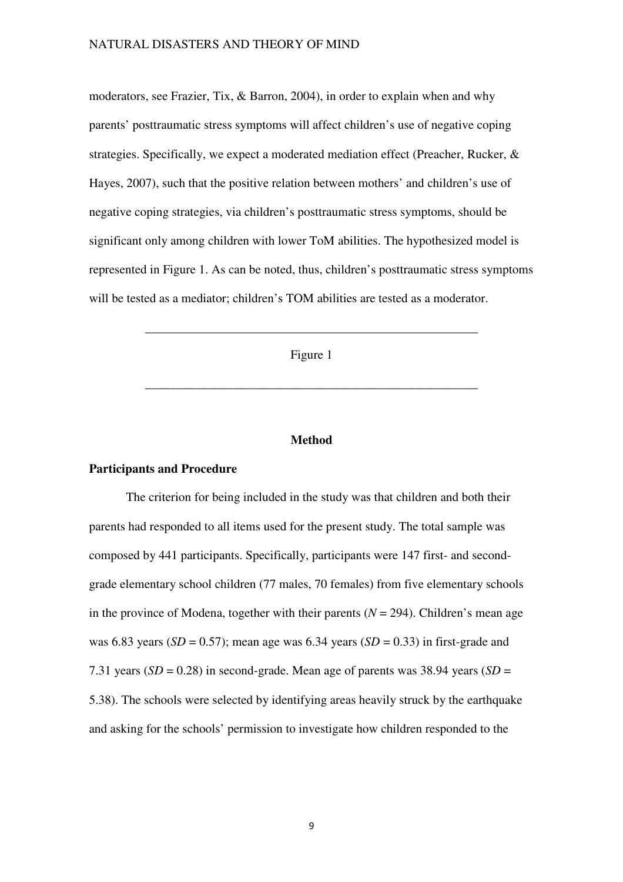moderators, see Frazier, Tix, & Barron, 2004), in order to explain when and why parents' posttraumatic stress symptoms will affect children's use of negative coping strategies. Specifically, we expect a moderated mediation effect (Preacher, Rucker, & Hayes, 2007), such that the positive relation between mothers' and children's use of negative coping strategies, via children's posttraumatic stress symptoms, should be significant only among children with lower ToM abilities. The hypothesized model is represented in Figure 1. As can be noted, thus, children's posttraumatic stress symptoms will be tested as a mediator; children's TOM abilities are tested as a moderator.

---

Figure 1

---

## Method

### Participants and Procedure

The criterion for being included in the study was that children and both their parents had responded to all items used for the present study. The total sample was composed by 441 participants. Specifically, participants were 147 first- and second-grade elementary school children (77 males, 70 females) from five elementary schools in the province of Modena, together with their parents ($N = 294$). Children's mean age was 6.83 years ($SD = 0.57$); mean age was 6.34 years ($SD = 0.33$) in first-grade and 7.31 years ($SD = 0.28$) in second-grade. Mean age of parents was 38.94 years ($SD = 5.38$). The schools were selected by identifying areas heavily struck by the earthquake and asking for the schools' permission to investigate how children responded to the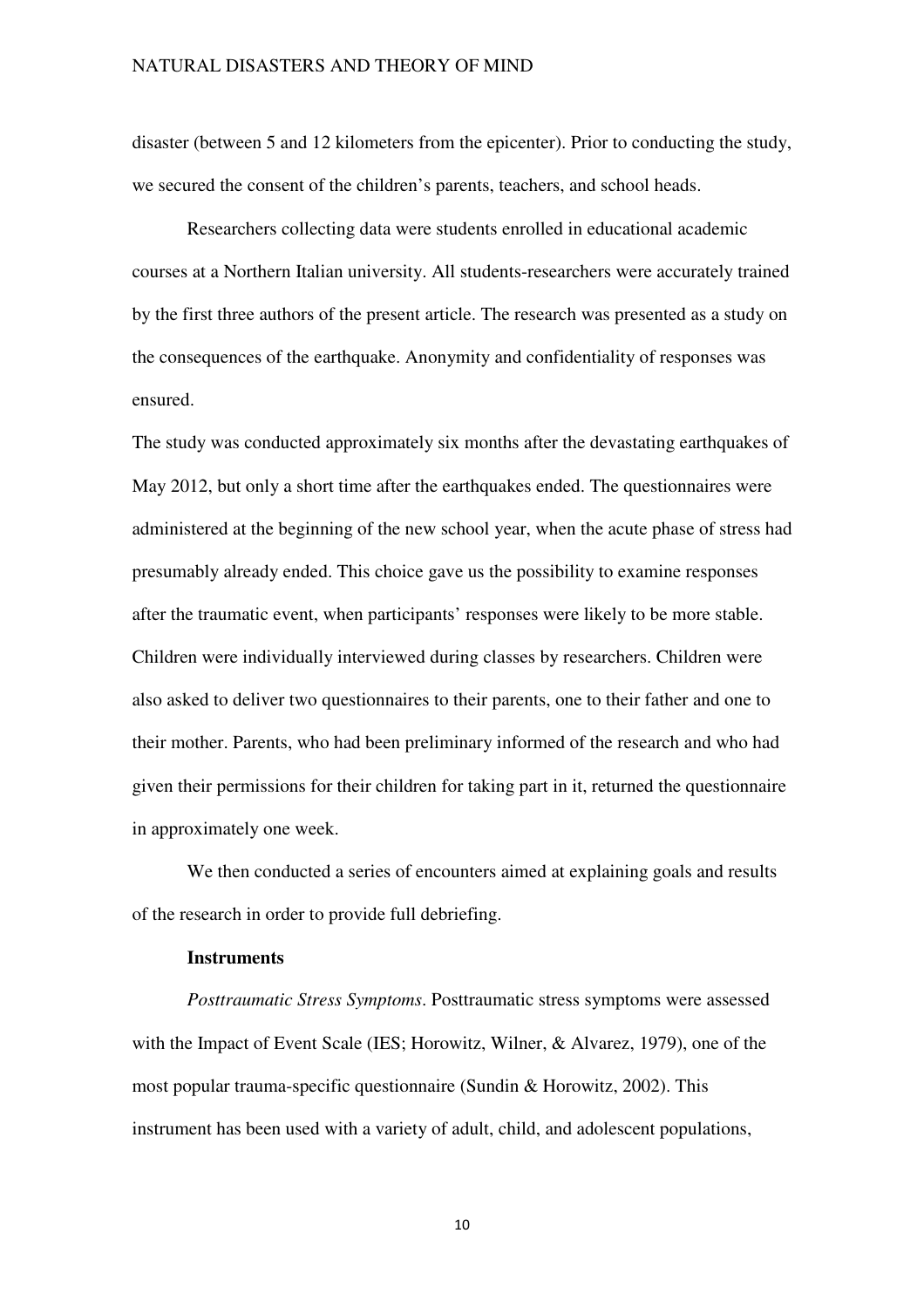disaster (between 5 and 12 kilometers from the epicenter). Prior to conducting the study, we secured the consent of the children's parents, teachers, and school heads.

Researchers collecting data were students enrolled in educational academic courses at a Northern Italian university. All students-researchers were accurately trained by the first three authors of the present article. The research was presented as a study on the consequences of the earthquake. Anonymity and confidentiality of responses was ensured.

The study was conducted approximately six months after the devastating earthquakes of May 2012, but only a short time after the earthquakes ended. The questionnaires were administered at the beginning of the new school year, when the acute phase of stress had presumably already ended. This choice gave us the possibility to examine responses after the traumatic event, when participants' responses were likely to be more stable. Children were individually interviewed during classes by researchers. Children were also asked to deliver two questionnaires to their parents, one to their father and one to their mother. Parents, who had been preliminary informed of the research and who had given their permissions for their children for taking part in it, returned the questionnaire in approximately one week.

We then conducted a series of encounters aimed at explaining goals and results of the research in order to provide full debriefing.

**Instruments**

*Posttraumatic Stress Symptoms*. Posttraumatic stress symptoms were assessed with the Impact of Event Scale (IES; Horowitz, Wilner, & Alvarez, 1979), one of the most popular trauma-specific questionnaire (Sundin & Horowitz, 2002). This instrument has been used with a variety of adult, child, and adolescent populations,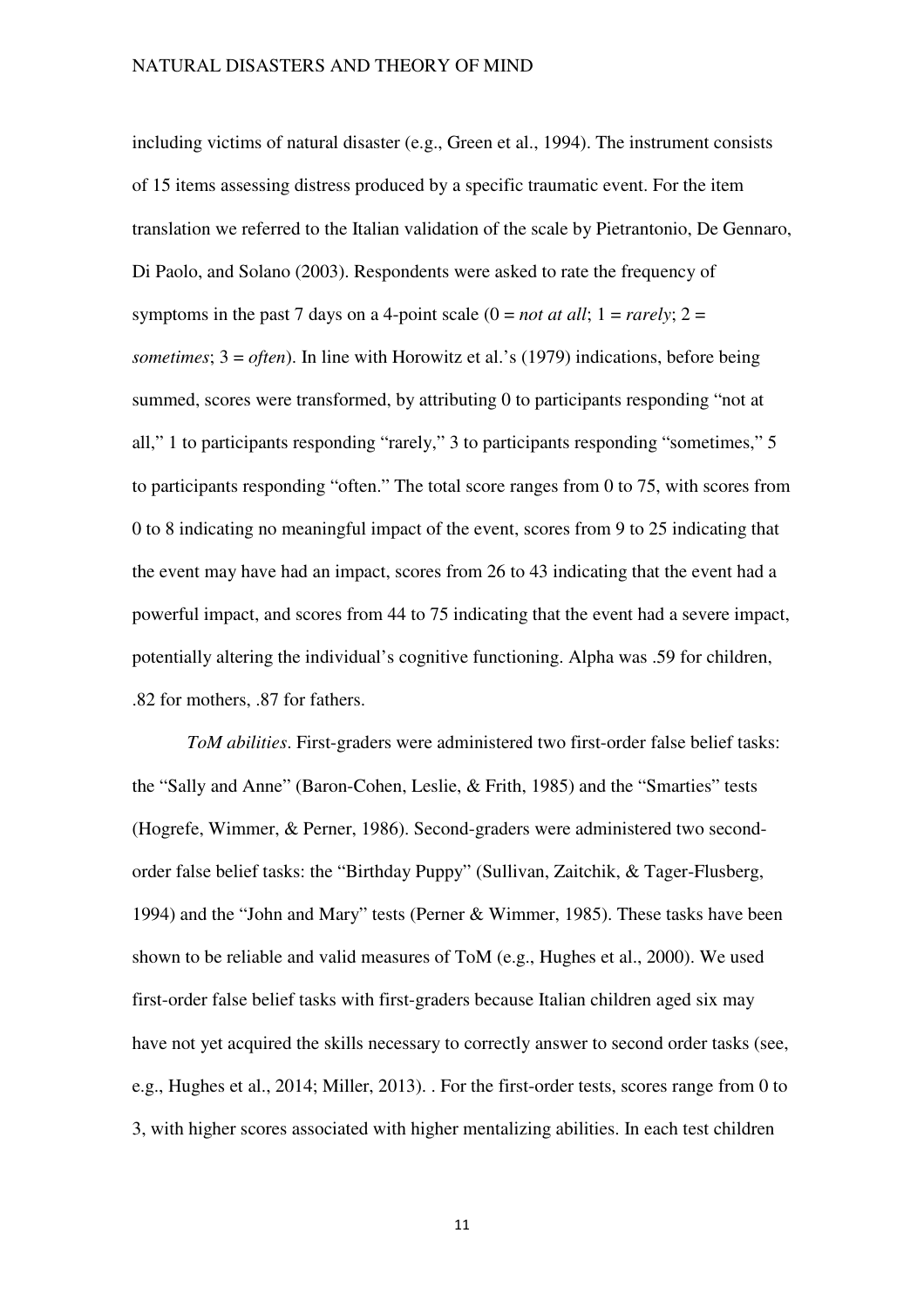including victims of natural disaster (e.g., Green et al., 1994). The instrument consists of 15 items assessing distress produced by a specific traumatic event. For the item translation we referred to the Italian validation of the scale by Pietrantonio, De Gennaro, Di Paolo, and Solano (2003). Respondents were asked to rate the frequency of symptoms in the past 7 days on a 4-point scale (0 = *not at all*; 1 = *rarely*; 2 = *sometimes*; 3 = *often*). In line with Horowitz et al.'s (1979) indications, before being summed, scores were transformed, by attributing 0 to participants responding "not at all," 1 to participants responding "rarely," 3 to participants responding "sometimes," 5 to participants responding "often." The total score ranges from 0 to 75, with scores from 0 to 8 indicating no meaningful impact of the event, scores from 9 to 25 indicating that the event may have had an impact, scores from 26 to 43 indicating that the event had a powerful impact, and scores from 44 to 75 indicating that the event had a severe impact, potentially altering the individual's cognitive functioning. Alpha was .59 for children, .82 for mothers, .87 for fathers.

*ToM abilities*. First-graders were administered two first-order false belief tasks: the "Sally and Anne" (Baron-Cohen, Leslie, & Frith, 1985) and the "Smarties" tests (Hogrefe, Wimmer, & Perner, 1986). Second-graders were administered two second-order false belief tasks: the "Birthday Puppy" (Sullivan, Zaitchik, & Tager-Flusberg, 1994) and the "John and Mary" tests (Perner & Wimmer, 1985). These tasks have been shown to be reliable and valid measures of ToM (e.g., Hughes et al., 2000). We used first-order false belief tasks with first-graders because Italian children aged six may have not yet acquired the skills necessary to correctly answer to second order tasks (see, e.g., Hughes et al., 2014; Miller, 2013). . For the first-order tests, scores range from 0 to 3, with higher scores associated with higher mentalizing abilities. In each test children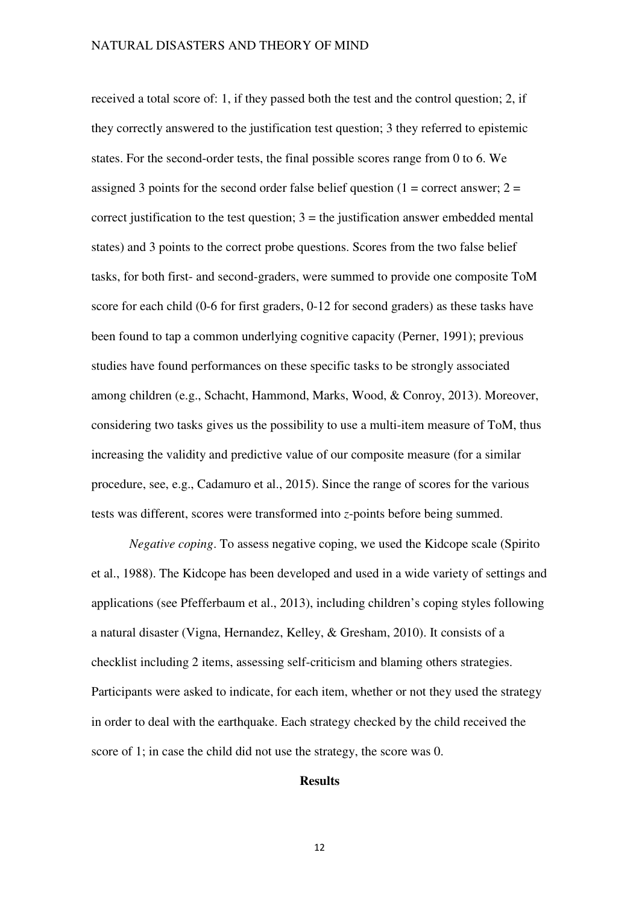received a total score of: 1, if they passed both the test and the control question; 2, if they correctly answered to the justification test question; 3 they referred to epistemic states. For the second-order tests, the final possible scores range from 0 to 6. We assigned 3 points for the second order false belief question (1 = correct answer; 2 = correct justification to the test question; 3 = the justification answer embedded mental states) and 3 points to the correct probe questions. Scores from the two false belief tasks, for both first- and second-graders, were summed to provide one composite ToM score for each child (0-6 for first graders, 0-12 for second graders) as these tasks have been found to tap a common underlying cognitive capacity (Perner, 1991); previous studies have found performances on these specific tasks to be strongly associated among children (e.g., Schacht, Hammond, Marks, Wood, & Conroy, 2013). Moreover, considering two tasks gives us the possibility to use a multi-item measure of ToM, thus increasing the validity and predictive value of our composite measure (for a similar procedure, see, e.g., Cadamuro et al., 2015). Since the range of scores for the various tests was different, scores were transformed into *z*-points before being summed.

*Negative coping*. To assess negative coping, we used the Kidcope scale (Spirito et al., 1988). The Kidcope has been developed and used in a wide variety of settings and applications (see Pfefferbaum et al., 2013), including children's coping styles following a natural disaster (Vigna, Hernandez, Kelley, & Gresham, 2010). It consists of a checklist including 2 items, assessing self-criticism and blaming others strategies. Participants were asked to indicate, for each item, whether or not they used the strategy in order to deal with the earthquake. Each strategy checked by the child received the score of 1; in case the child did not use the strategy, the score was 0.

## Results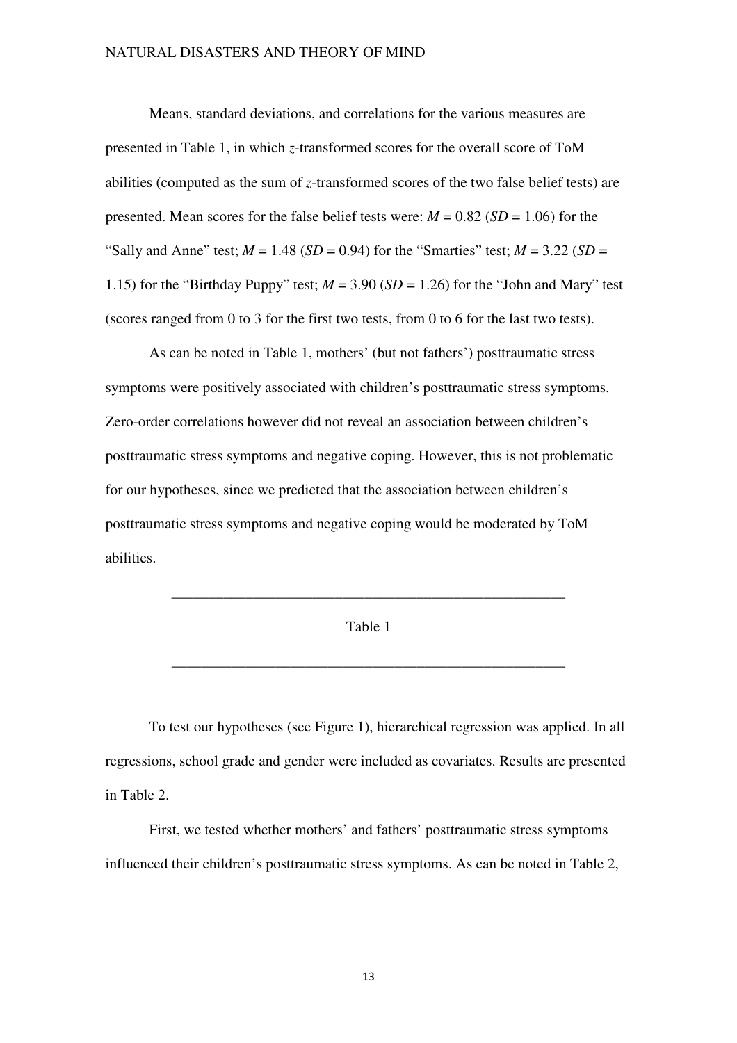Means, standard deviations, and correlations for the various measures are presented in Table 1, in which *z*-transformed scores for the overall score of ToM abilities (computed as the sum of *z*-transformed scores of the two false belief tests) are presented. Mean scores for the false belief tests were: $M = 0.82$ ($SD = 1.06$) for the "Sally and Anne" test; $M = 1.48$ ($SD = 0.94$) for the "Smarties" test; $M = 3.22$ ($SD = 1.15$) for the "Birthday Puppy" test; $M = 3.90$ ($SD = 1.26$) for the "John and Mary" test (scores ranged from 0 to 3 for the first two tests, from 0 to 6 for the last two tests).

As can be noted in Table 1, mothers' (but not fathers') posttraumatic stress symptoms were positively associated with children's posttraumatic stress symptoms. Zero-order correlations however did not reveal an association between children's posttraumatic stress symptoms and negative coping. However, this is not problematic for our hypotheses, since we predicted that the association between children's posttraumatic stress symptoms and negative coping would be moderated by ToM abilities.

---

Table 1

---

To test our hypotheses (see Figure 1), hierarchical regression was applied. In all regressions, school grade and gender were included as covariates. Results are presented in Table 2.

First, we tested whether mothers' and fathers' posttraumatic stress symptoms influenced their children's posttraumatic stress symptoms. As can be noted in Table 2,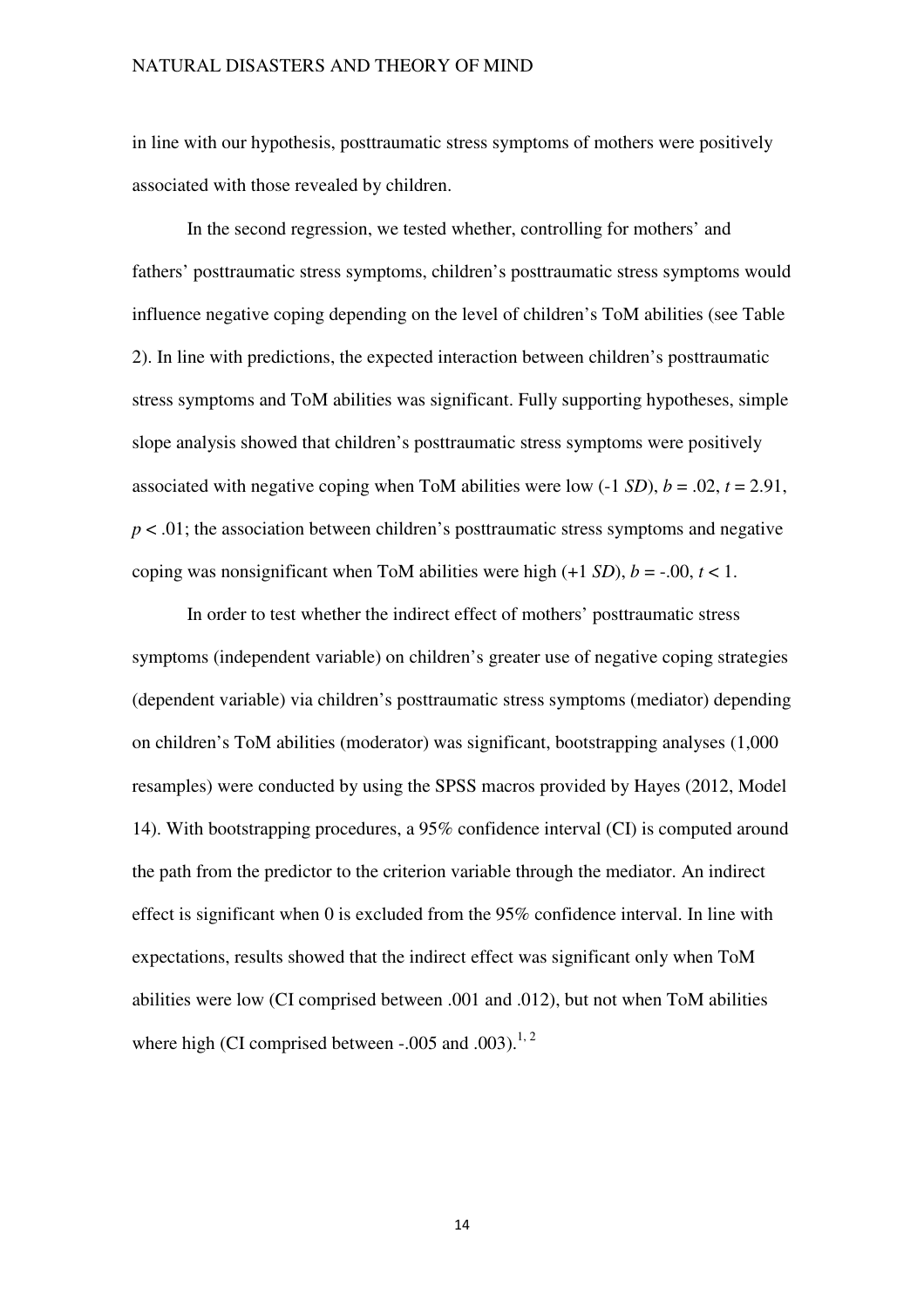in line with our hypothesis, posttraumatic stress symptoms of mothers were positively associated with those revealed by children.

In the second regression, we tested whether, controlling for mothers' and fathers' posttraumatic stress symptoms, children's posttraumatic stress symptoms would influence negative coping depending on the level of children's ToM abilities (see Table 2). In line with predictions, the expected interaction between children's posttraumatic stress symptoms and ToM abilities was significant. Fully supporting hypotheses, simple slope analysis showed that children's posttraumatic stress symptoms were positively associated with negative coping when ToM abilities were low (-1 *SD*), $b = .02$, $t = 2.91$, $p < .01$; the association between children's posttraumatic stress symptoms and negative coping was nonsignificant when ToM abilities were high (+1 *SD*), $b = -.00$, $t < 1$.

In order to test whether the indirect effect of mothers' posttraumatic stress symptoms (independent variable) on children's greater use of negative coping strategies (dependent variable) via children's posttraumatic stress symptoms (mediator) depending on children's ToM abilities (moderator) was significant, bootstrapping analyses (1,000 resamples) were conducted by using the SPSS macros provided by Hayes (2012, Model 14). With bootstrapping procedures, a 95% confidence interval (CI) is computed around the path from the predictor to the criterion variable through the mediator. An indirect effect is significant when 0 is excluded from the 95% confidence interval. In line with expectations, results showed that the indirect effect was significant only when ToM abilities were low (CI comprised between .001 and .012), but not when ToM abilities where high (CI comprised between -.005 and .003).[1, 2]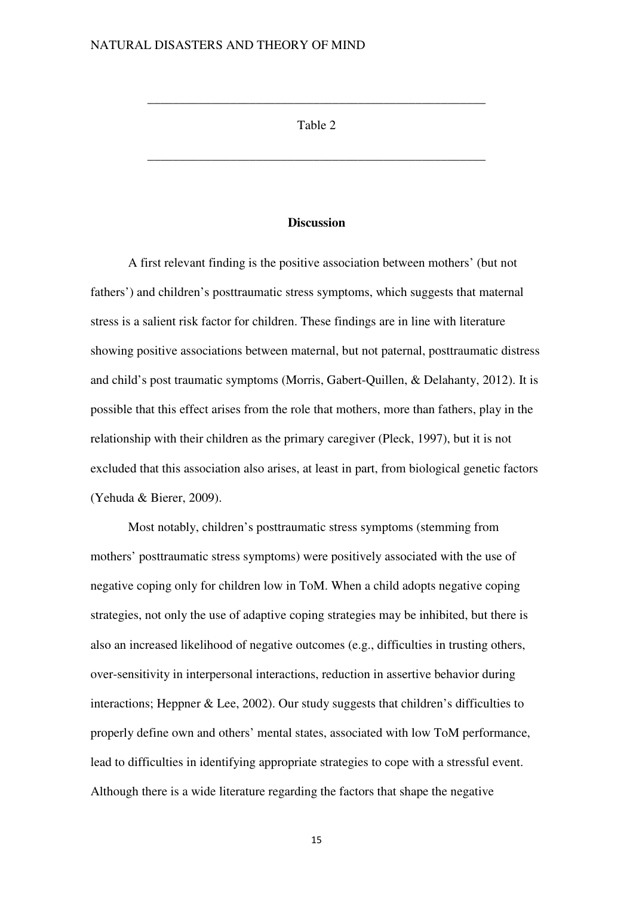---

Table 2

---

## Discussion

A first relevant finding is the positive association between mothers' (but not fathers') and children's posttraumatic stress symptoms, which suggests that maternal stress is a salient risk factor for children. These findings are in line with literature showing positive associations between maternal, but not paternal, posttraumatic distress and child's post traumatic symptoms (Morris, Gabert-Quillen, & Delahanty, 2012). It is possible that this effect arises from the role that mothers, more than fathers, play in the relationship with their children as the primary caregiver (Pleck, 1997), but it is not excluded that this association also arises, at least in part, from biological genetic factors (Yehuda & Bierer, 2009).

Most notably, children's posttraumatic stress symptoms (stemming from mothers' posttraumatic stress symptoms) were positively associated with the use of negative coping only for children low in ToM. When a child adopts negative coping strategies, not only the use of adaptive coping strategies may be inhibited, but there is also an increased likelihood of negative outcomes (e.g., difficulties in trusting others, over-sensitivity in interpersonal interactions, reduction in assertive behavior during interactions; Heppner & Lee, 2002). Our study suggests that children's difficulties to properly define own and others' mental states, associated with low ToM performance, lead to difficulties in identifying appropriate strategies to cope with a stressful event. Although there is a wide literature regarding the factors that shape the negative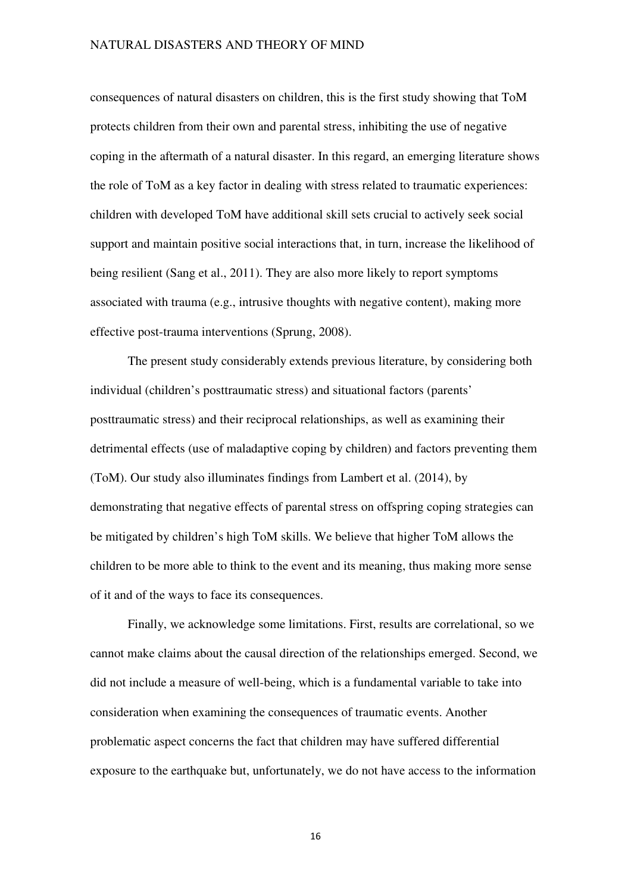consequences of natural disasters on children, this is the first study showing that ToM protects children from their own and parental stress, inhibiting the use of negative coping in the aftermath of a natural disaster. In this regard, an emerging literature shows the role of ToM as a key factor in dealing with stress related to traumatic experiences: children with developed ToM have additional skill sets crucial to actively seek social support and maintain positive social interactions that, in turn, increase the likelihood of being resilient (Sang et al., 2011). They are also more likely to report symptoms associated with trauma (e.g., intrusive thoughts with negative content), making more effective post-trauma interventions (Sprung, 2008).

The present study considerably extends previous literature, by considering both individual (children's posttraumatic stress) and situational factors (parents' posttraumatic stress) and their reciprocal relationships, as well as examining their detrimental effects (use of maladaptive coping by children) and factors preventing them (ToM). Our study also illuminates findings from Lambert et al. (2014), by demonstrating that negative effects of parental stress on offspring coping strategies can be mitigated by children's high ToM skills. We believe that higher ToM allows the children to be more able to think to the event and its meaning, thus making more sense of it and of the ways to face its consequences.

Finally, we acknowledge some limitations. First, results are correlational, so we cannot make claims about the causal direction of the relationships emerged. Second, we did not include a measure of well-being, which is a fundamental variable to take into consideration when examining the consequences of traumatic events. Another problematic aspect concerns the fact that children may have suffered differential exposure to the earthquake but, unfortunately, we do not have access to the information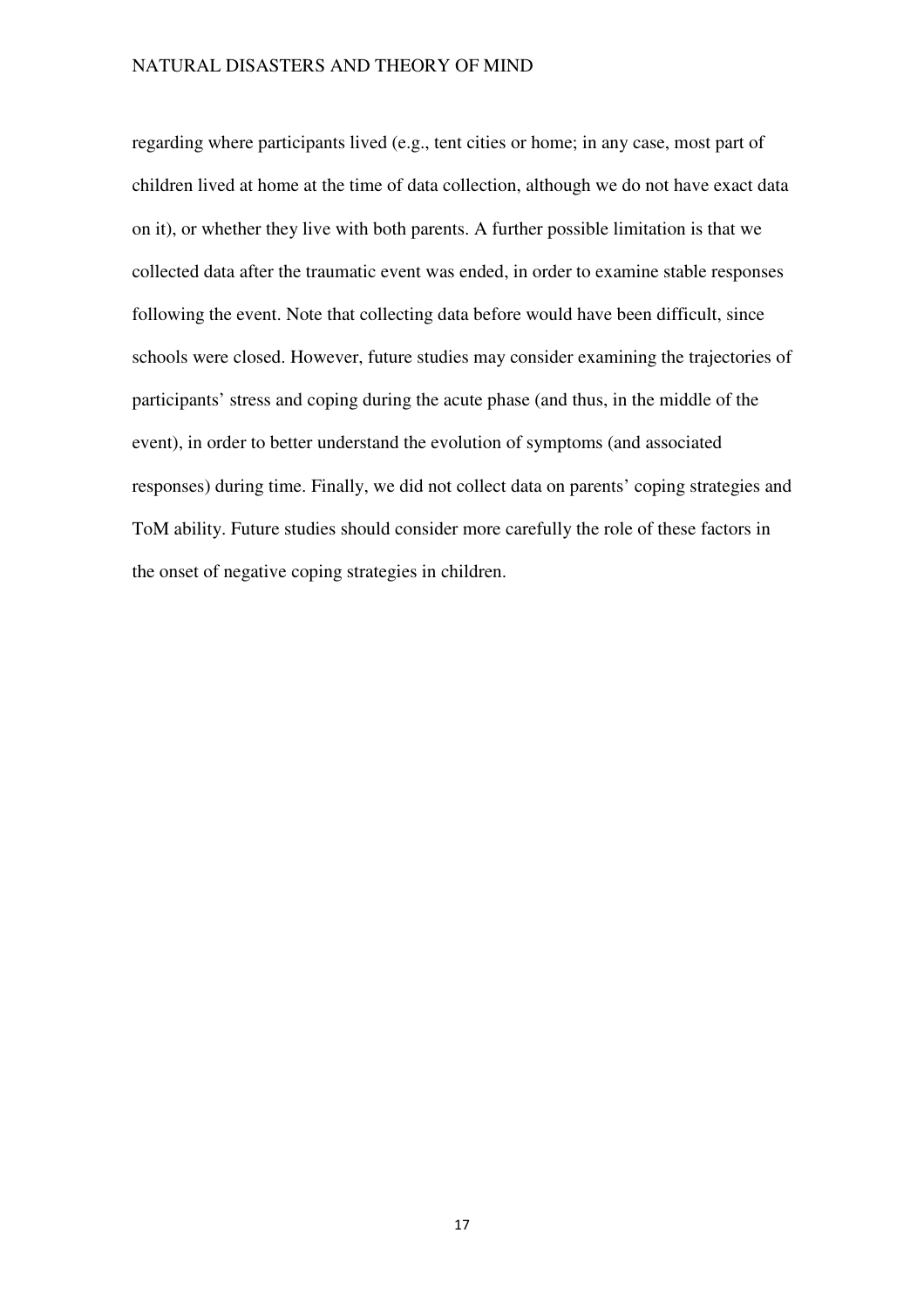regarding where participants lived (e.g., tent cities or home; in any case, most part of children lived at home at the time of data collection, although we do not have exact data on it), or whether they live with both parents. A further possible limitation is that we collected data after the traumatic event was ended, in order to examine stable responses following the event. Note that collecting data before would have been difficult, since schools were closed. However, future studies may consider examining the trajectories of participants' stress and coping during the acute phase (and thus, in the middle of the event), in order to better understand the evolution of symptoms (and associated responses) during time. Finally, we did not collect data on parents' coping strategies and ToM ability. Future studies should consider more carefully the role of these factors in the onset of negative coping strategies in children.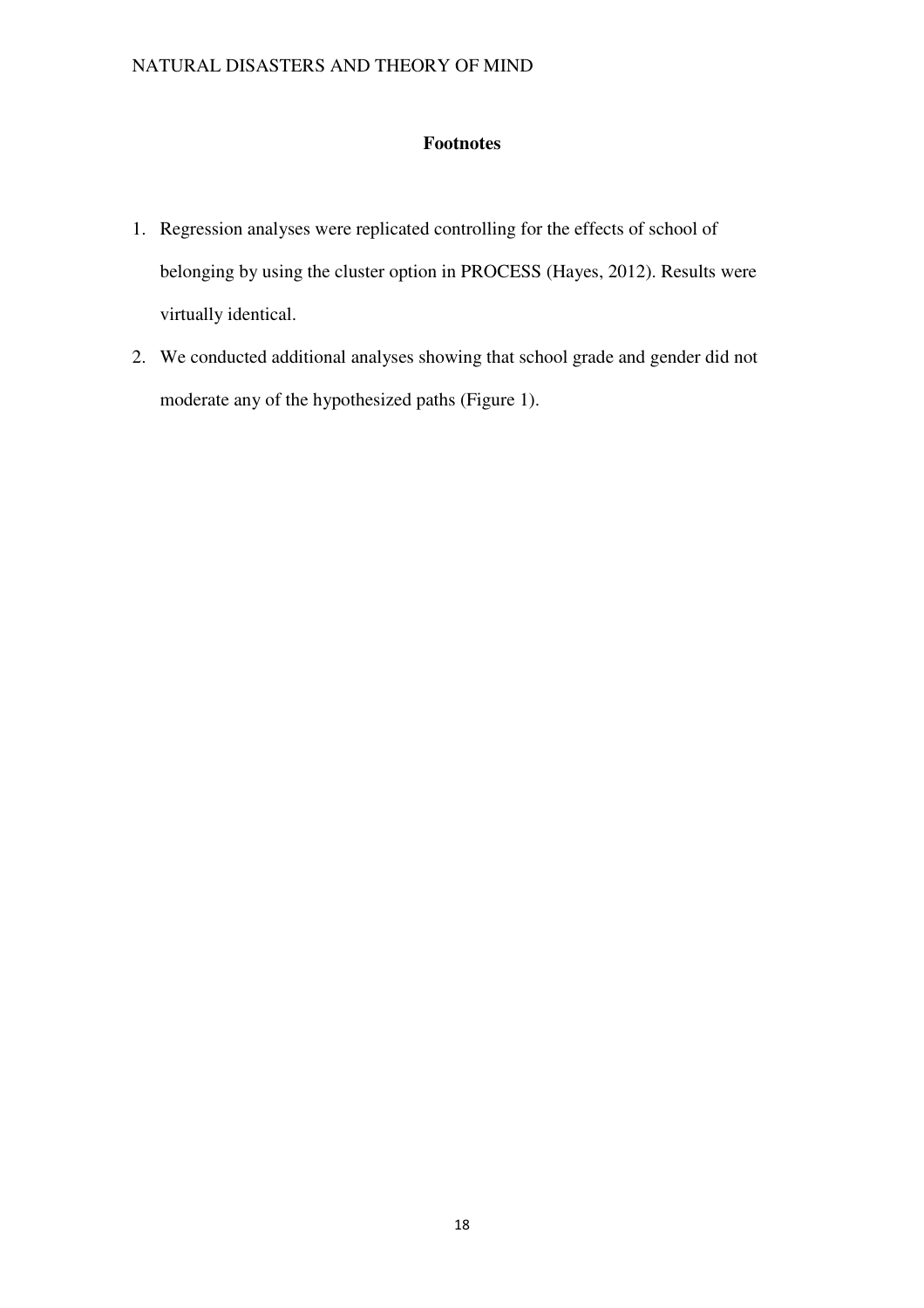## Footnotes

1. Regression analyses were replicated controlling for the effects of school of belonging by using the cluster option in PROCESS (Hayes, 2012). Results were virtually identical.
2. We conducted additional analyses showing that school grade and gender did not moderate any of the hypothesized paths (Figure 1).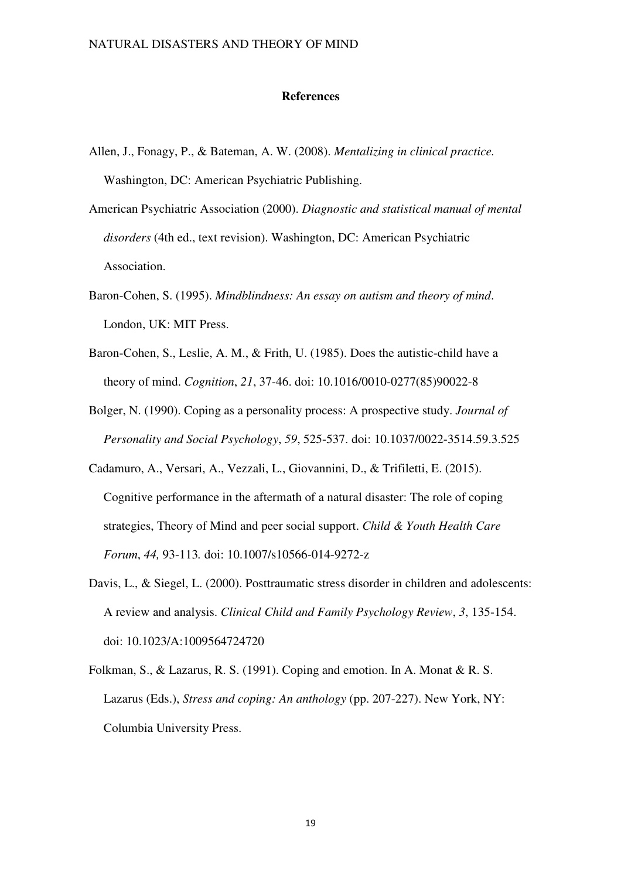## References

Allen, J., Fonagy, P., & Bateman, A. W. (2008). *Mentalizing in clinical practice.* Washington, DC: American Psychiatric Publishing.

American Psychiatric Association (2000). *Diagnostic and statistical manual of mental disorders* (4th ed., text revision). Washington, DC: American Psychiatric Association.

Baron-Cohen, S. (1995). *Mindblindness: An essay on autism and theory of mind*. London, UK: MIT Press.

Baron-Cohen, S., Leslie, A. M., & Frith, U. (1985). Does the autistic-child have a theory of mind. *Cognition*, *21*, 37-46. doi: 10.1016/0010-0277(85)90022-8

Bolger, N. (1990). Coping as a personality process: A prospective study. *Journal of Personality and Social Psychology*, *59*, 525-537. doi: 10.1037/0022-3514.59.3.525

Cadamuro, A., Versari, A., Vezzali, L., Giovannini, D., & Trifiletti, E. (2015). Cognitive performance in the aftermath of a natural disaster: The role of coping strategies, Theory of Mind and peer social support. *Child & Youth Health Care Forum*, *44,* 93-113*.* doi: 10.1007/s10566-014-9272-z

Davis, L., & Siegel, L. (2000). Posttraumatic stress disorder in children and adolescents: A review and analysis. *Clinical Child and Family Psychology Review*, *3*, 135-154. doi: 10.1023/A:1009564724720

Folkman, S., & Lazarus, R. S. (1991). Coping and emotion. In A. Monat & R. S. Lazarus (Eds.), *Stress and coping: An anthology* (pp. 207-227). New York, NY: Columbia University Press.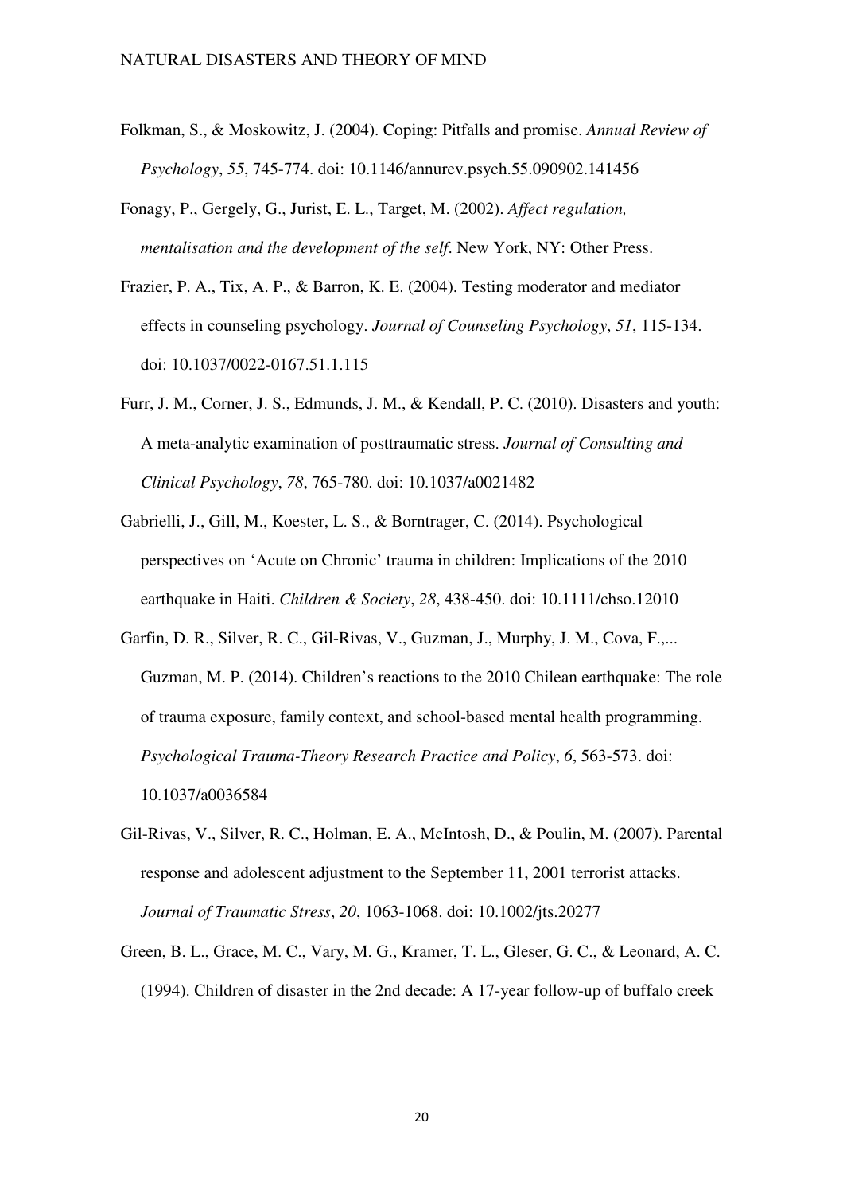Folkman, S., & Moskowitz, J. (2004). Coping: Pitfalls and promise. *Annual Review of Psychology*, *55*, 745-774. doi: 10.1146/annurev.psych.55.090902.141456

Fonagy, P., Gergely, G., Jurist, E. L., Target, M. (2002). *Affect regulation, mentalisation and the development of the self*. New York, NY: Other Press.

Frazier, P. A., Tix, A. P., & Barron, K. E. (2004). Testing moderator and mediator effects in counseling psychology. *Journal of Counseling Psychology*, *51*, 115-134. doi: 10.1037/0022-0167.51.1.115

Furr, J. M., Corner, J. S., Edmunds, J. M., & Kendall, P. C. (2010). Disasters and youth: A meta-analytic examination of posttraumatic stress. *Journal of Consulting and Clinical Psychology*, *78*, 765-780. doi: 10.1037/a0021482

Gabrielli, J., Gill, M., Koester, L. S., & Borntrager, C. (2014). Psychological perspectives on 'Acute on Chronic' trauma in children: Implications of the 2010 earthquake in Haiti. *Children & Society*, *28*, 438-450. doi: 10.1111/chso.12010

Garfin, D. R., Silver, R. C., Gil-Rivas, V., Guzman, J., Murphy, J. M., Cova, F.,... Guzman, M. P. (2014). Children's reactions to the 2010 Chilean earthquake: The role of trauma exposure, family context, and school-based mental health programming. *Psychological Trauma-Theory Research Practice and Policy*, *6*, 563-573. doi: 10.1037/a0036584

Gil-Rivas, V., Silver, R. C., Holman, E. A., McIntosh, D., & Poulin, M. (2007). Parental response and adolescent adjustment to the September 11, 2001 terrorist attacks. *Journal of Traumatic Stress*, *20*, 1063-1068. doi: 10.1002/jts.20277

Green, B. L., Grace, M. C., Vary, M. G., Kramer, T. L., Gleser, G. C., & Leonard, A. C. (1994). Children of disaster in the 2nd decade: A 17-year follow-up of buffalo creek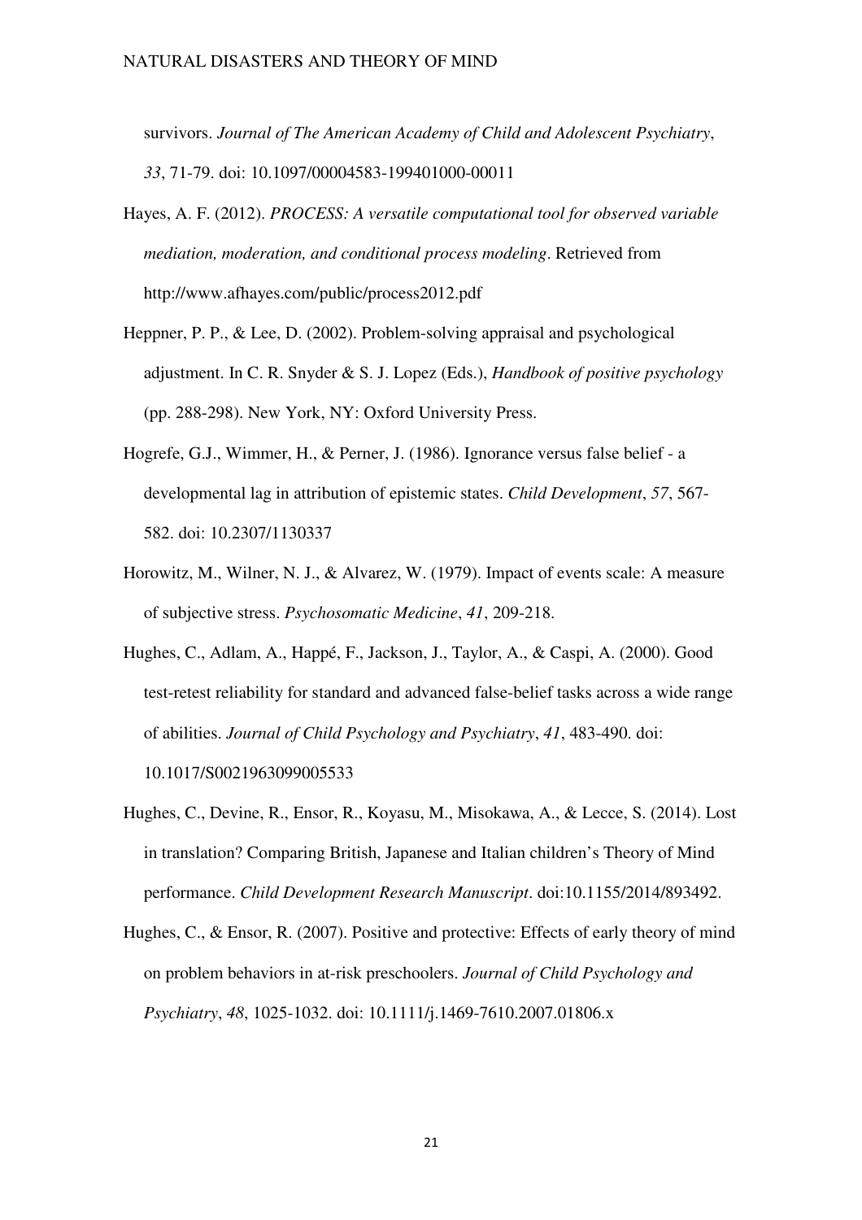survivors. *Journal of The American Academy of Child and Adolescent Psychiatry*, *33*, 71-79. doi: 10.1097/00004583-199401000-00011

Hayes, A. F. (2012). *PROCESS: A versatile computational tool for observed variable mediation, moderation, and conditional process modeling*. Retrieved from http://www.afhayes.com/public/process2012.pdf

Heppner, P. P., & Lee, D. (2002). Problem-solving appraisal and psychological adjustment. In C. R. Snyder & S. J. Lopez (Eds.), *Handbook of positive psychology* (pp. 288-298). New York, NY: Oxford University Press.

Hogrefe, G.J., Wimmer, H., & Perner, J. (1986). Ignorance versus false belief - a developmental lag in attribution of epistemic states. *Child Development*, *57*, 567-582. doi: 10.2307/1130337

Horowitz, M., Wilner, N. J., & Alvarez, W. (1979). Impact of events scale: A measure of subjective stress. *Psychosomatic Medicine*, *41*, 209-218.

Hughes, C., Adlam, A., Happé, F., Jackson, J., Taylor, A., & Caspi, A. (2000). Good test-retest reliability for standard and advanced false-belief tasks across a wide range of abilities. *Journal of Child Psychology and Psychiatry*, *41*, 483-490. doi: 10.1017/S0021963099005533

Hughes, C., Devine, R., Ensor, R., Koyasu, M., Misokawa, A., & Lecce, S. (2014). Lost in translation? Comparing British, Japanese and Italian children's Theory of Mind performance. *Child Development Research Manuscript*. doi:10.1155/2014/893492.

Hughes, C., & Ensor, R. (2007). Positive and protective: Effects of early theory of mind on problem behaviors in at-risk preschoolers. *Journal of Child Psychology and Psychiatry*, *48*, 1025-1032. doi: 10.1111/j.1469-7610.2007.01806.x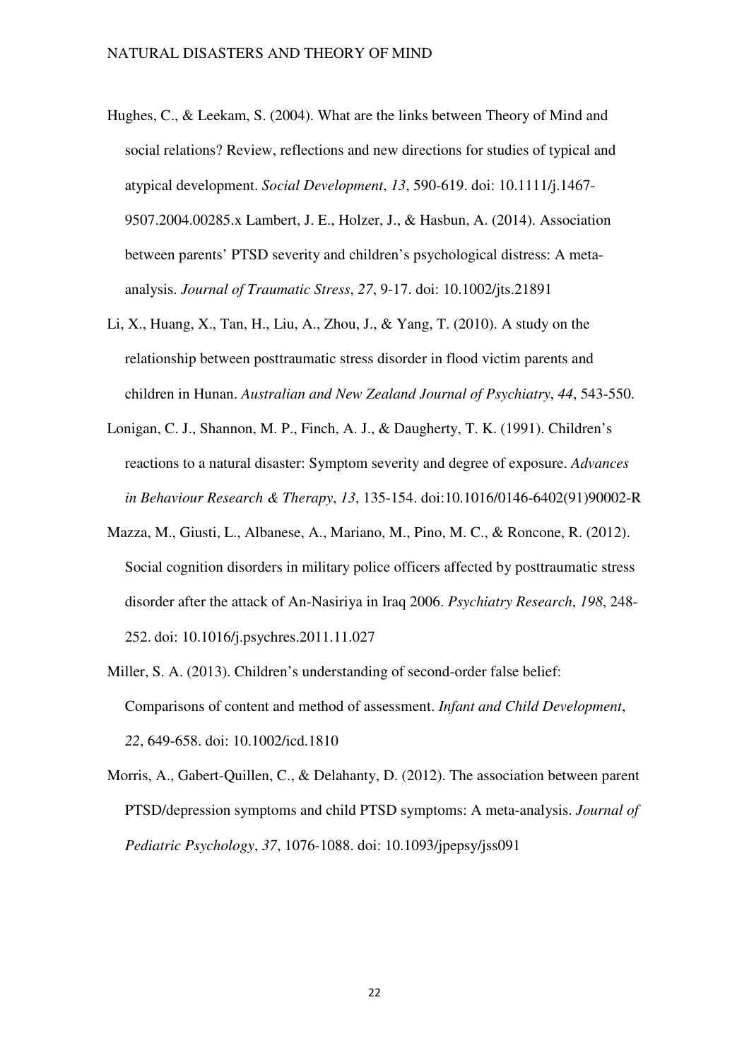Hughes, C., & Leekam, S. (2004). What are the links between Theory of Mind and social relations? Review, reflections and new directions for studies of typical and atypical development. *Social Development*, *13*, 590-619. doi: 10.1111/j.1467-9507.2004.00285.x Lambert, J. E., Holzer, J., & Hasbun, A. (2014). Association between parents' PTSD severity and children's psychological distress: A meta-analysis. *Journal of Traumatic Stress*, *27*, 9-17. doi: 10.1002/jts.21891

Li, X., Huang, X., Tan, H., Liu, A., Zhou, J., & Yang, T. (2010). A study on the relationship between posttraumatic stress disorder in flood victim parents and children in Hunan. *Australian and New Zealand Journal of Psychiatry*, *44*, 543-550.

Lonigan, C. J., Shannon, M. P., Finch, A. J., & Daugherty, T. K. (1991). Children's reactions to a natural disaster: Symptom severity and degree of exposure. *Advances in Behaviour Research & Therapy*, *13*, 135-154. doi:10.1016/0146-6402(91)90002-R

Mazza, M., Giusti, L., Albanese, A., Mariano, M., Pino, M. C., & Roncone, R. (2012). Social cognition disorders in military police officers affected by posttraumatic stress disorder after the attack of An-Nasiriya in Iraq 2006. *Psychiatry Research*, *198*, 248-252. doi: 10.1016/j.psychres.2011.11.027

Miller, S. A. (2013). Children's understanding of second-order false belief: Comparisons of content and method of assessment. *Infant and Child Development*, *22*, 649-658. doi: 10.1002/icd.1810

Morris, A., Gabert-Quillen, C., & Delahanty, D. (2012). The association between parent PTSD/depression symptoms and child PTSD symptoms: A meta-analysis. *Journal of Pediatric Psychology*, *37*, 1076-1088. doi: 10.1093/jpepsy/jss091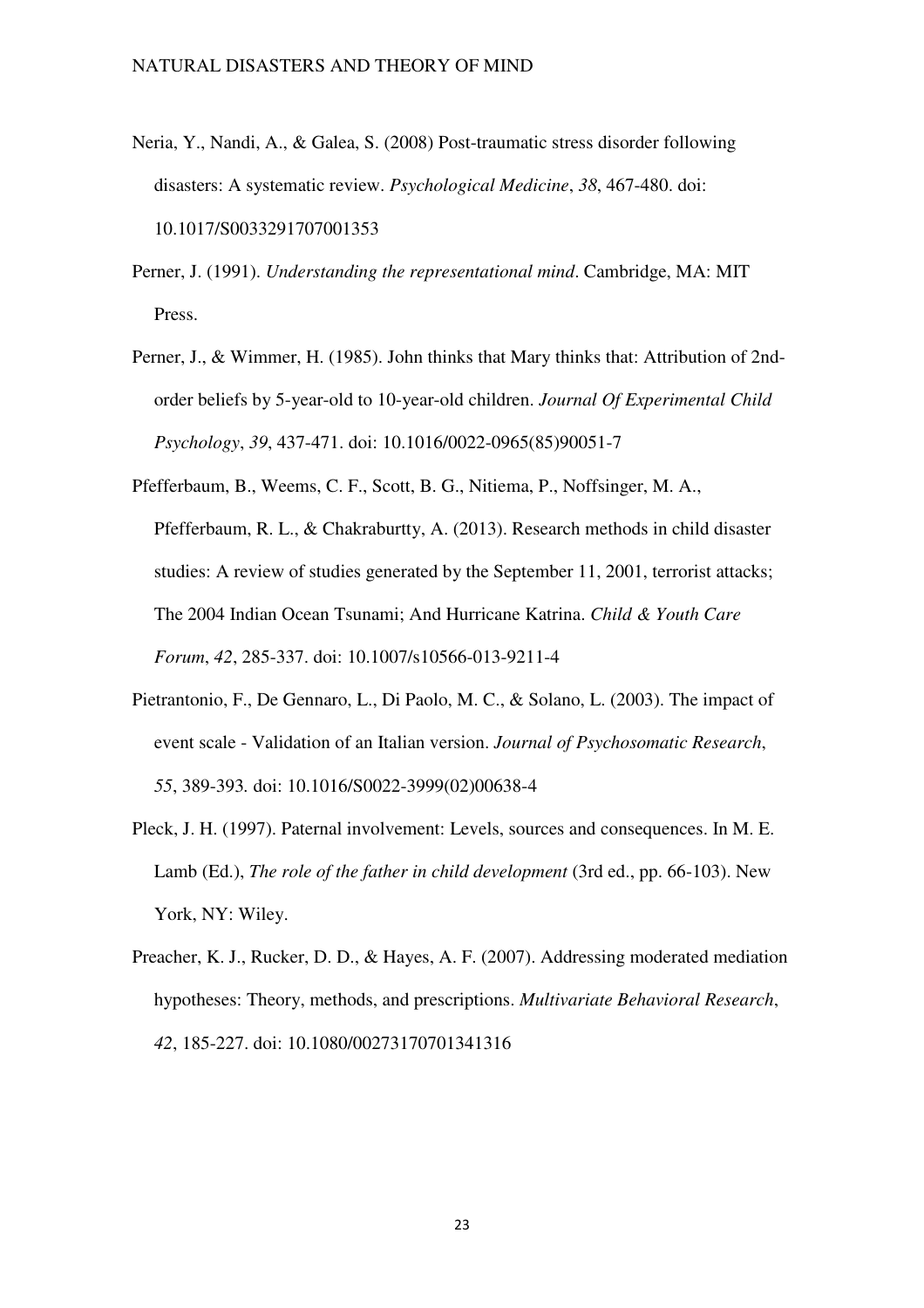Neria, Y., Nandi, A., & Galea, S. (2008) Post-traumatic stress disorder following disasters: A systematic review. *Psychological Medicine*, *38*, 467-480. doi: 10.1017/S0033291707001353

Perner, J. (1991). *Understanding the representational mind*. Cambridge, MA: MIT Press.

Perner, J., & Wimmer, H. (1985). John thinks that Mary thinks that: Attribution of 2nd-order beliefs by 5-year-old to 10-year-old children. *Journal Of Experimental Child Psychology*, *39*, 437-471. doi: 10.1016/0022-0965(85)90051-7

Pfefferbaum, B., Weems, C. F., Scott, B. G., Nitiema, P., Noffsinger, M. A., Pfefferbaum, R. L., & Chakraburtty, A. (2013). Research methods in child disaster studies: A review of studies generated by the September 11, 2001, terrorist attacks; The 2004 Indian Ocean Tsunami; And Hurricane Katrina. *Child & Youth Care Forum*, *42*, 285-337. doi: 10.1007/s10566-013-9211-4

Pietrantonio, F., De Gennaro, L., Di Paolo, M. C., & Solano, L. (2003). The impact of event scale - Validation of an Italian version. *Journal of Psychosomatic Research*, *55*, 389-393. doi: 10.1016/S0022-3999(02)00638-4

Pleck, J. H. (1997). Paternal involvement: Levels, sources and consequences. In M. E. Lamb (Ed.), *The role of the father in child development* (3rd ed., pp. 66-103). New York, NY: Wiley.

Preacher, K. J., Rucker, D. D., & Hayes, A. F. (2007). Addressing moderated mediation hypotheses: Theory, methods, and prescriptions. *Multivariate Behavioral Research*, *42*, 185-227. doi: 10.1080/00273170701341316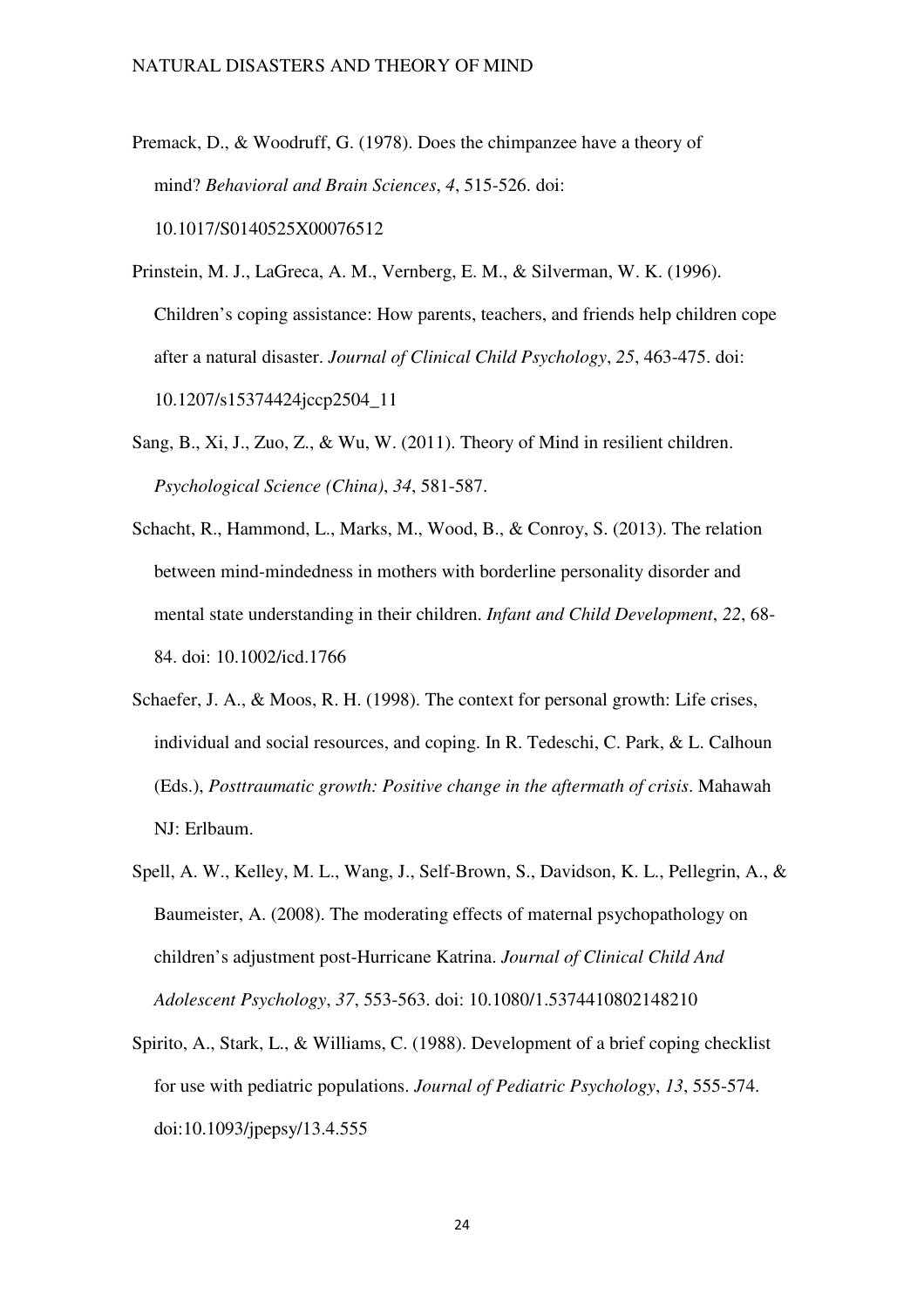Premack, D., & Woodruff, G. (1978). Does the chimpanzee have a theory of mind? *Behavioral and Brain Sciences*, *4*, 515-526. doi: 10.1017/S0140525X00076512

Prinstein, M. J., LaGreca, A. M., Vernberg, E. M., & Silverman, W. K. (1996). Children's coping assistance: How parents, teachers, and friends help children cope after a natural disaster. *Journal of Clinical Child Psychology*, *25*, 463-475. doi: 10.1207/s15374424jccp2504_11

Sang, B., Xi, J., Zuo, Z., & Wu, W. (2011). Theory of Mind in resilient children. *Psychological Science (China)*, *34*, 581-587.

Schacht, R., Hammond, L., Marks, M., Wood, B., & Conroy, S. (2013). The relation between mind-mindedness in mothers with borderline personality disorder and mental state understanding in their children. *Infant and Child Development*, *22*, 68-84. doi: 10.1002/icd.1766

Schaefer, J. A., & Moos, R. H. (1998). The context for personal growth: Life crises, individual and social resources, and coping. In R. Tedeschi, C. Park, & L. Calhoun (Eds.), *Posttraumatic growth: Positive change in the aftermath of crisis*. Mahawah NJ: Erlbaum.

Spell, A. W., Kelley, M. L., Wang, J., Self-Brown, S., Davidson, K. L., Pellegrin, A., & Baumeister, A. (2008). The moderating effects of maternal psychopathology on children's adjustment post-Hurricane Katrina. *Journal of Clinical Child And Adolescent Psychology*, *37*, 553-563. doi: 10.1080/1.5374410802148210

Spirito, A., Stark, L., & Williams, C. (1988). Development of a brief coping checklist for use with pediatric populations. *Journal of Pediatric Psychology*, *13*, 555-574. doi:10.1093/jpepsy/13.4.555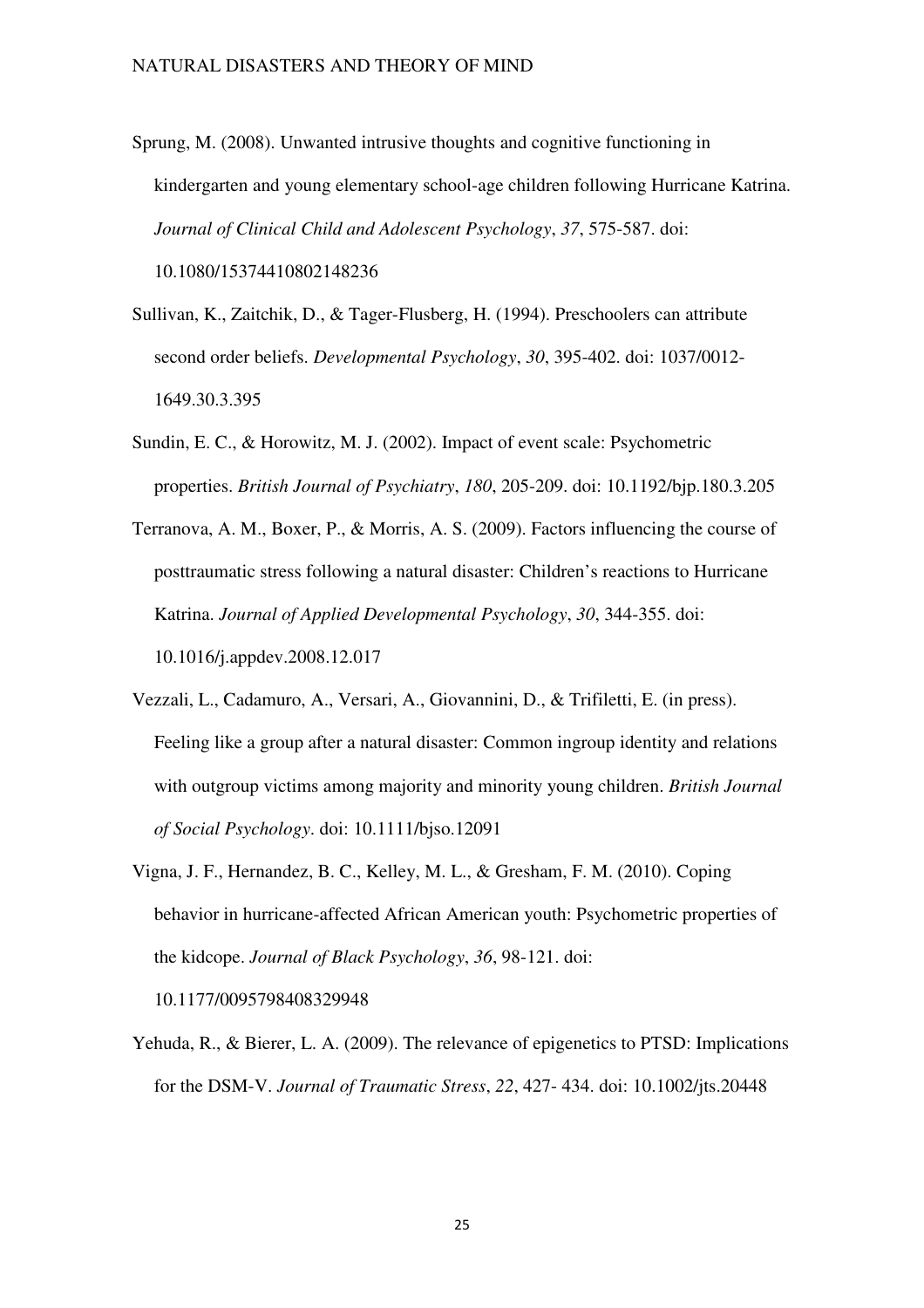Sprung, M. (2008). Unwanted intrusive thoughts and cognitive functioning in kindergarten and young elementary school-age children following Hurricane Katrina. *Journal of Clinical Child and Adolescent Psychology*, *37*, 575-587. doi: 10.1080/15374410802148236

Sullivan, K., Zaitchik, D., & Tager-Flusberg, H. (1994). Preschoolers can attribute second order beliefs. *Developmental Psychology*, *30*, 395-402. doi: 1037/0012-1649.30.3.395

Sundin, E. C., & Horowitz, M. J. (2002). Impact of event scale: Psychometric properties. *British Journal of Psychiatry*, *180*, 205-209. doi: 10.1192/bjp.180.3.205

Terranova, A. M., Boxer, P., & Morris, A. S. (2009). Factors influencing the course of posttraumatic stress following a natural disaster: Children's reactions to Hurricane Katrina. *Journal of Applied Developmental Psychology*, *30*, 344-355. doi: 10.1016/j.appdev.2008.12.017

Vezzali, L., Cadamuro, A., Versari, A., Giovannini, D., & Trifiletti, E. (in press). Feeling like a group after a natural disaster: Common ingroup identity and relations with outgroup victims among majority and minority young children. *British Journal of Social Psychology*. doi: 10.1111/bjso.12091

Vigna, J. F., Hernandez, B. C., Kelley, M. L., & Gresham, F. M. (2010). Coping behavior in hurricane-affected African American youth: Psychometric properties of the kidcope. *Journal of Black Psychology*, *36*, 98-121. doi: 10.1177/0095798408329948

Yehuda, R., & Bierer, L. A. (2009). The relevance of epigenetics to PTSD: Implications for the DSM-V. *Journal of Traumatic Stress*, *22*, 427- 434. doi: 10.1002/jts.20448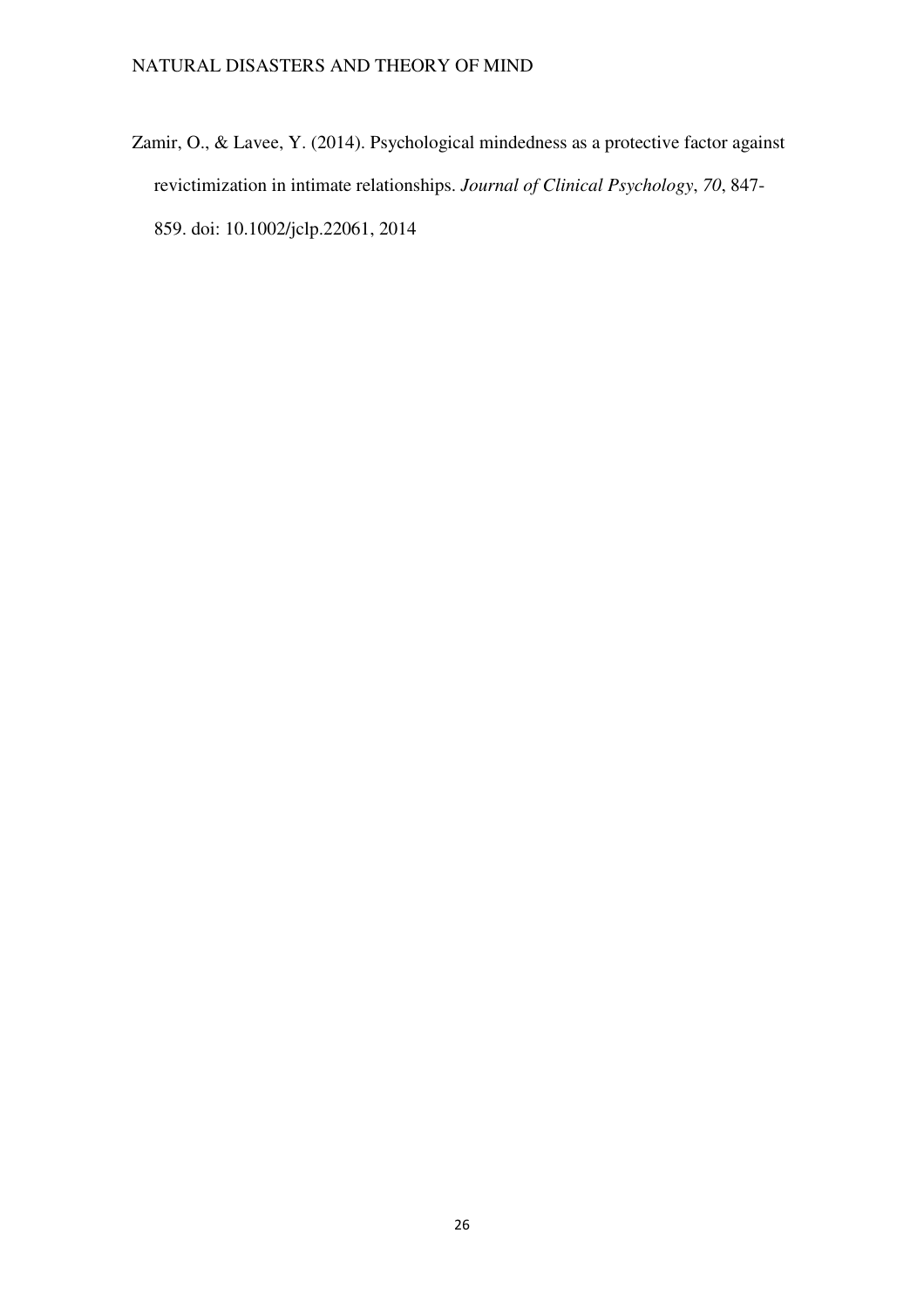Zamir, O., & Lavee, Y. (2014). Psychological mindedness as a protective factor against revictimization in intimate relationships. *Journal of Clinical Psychology*, *70*, 847-859. doi: 10.1002/jclp.22061, 2014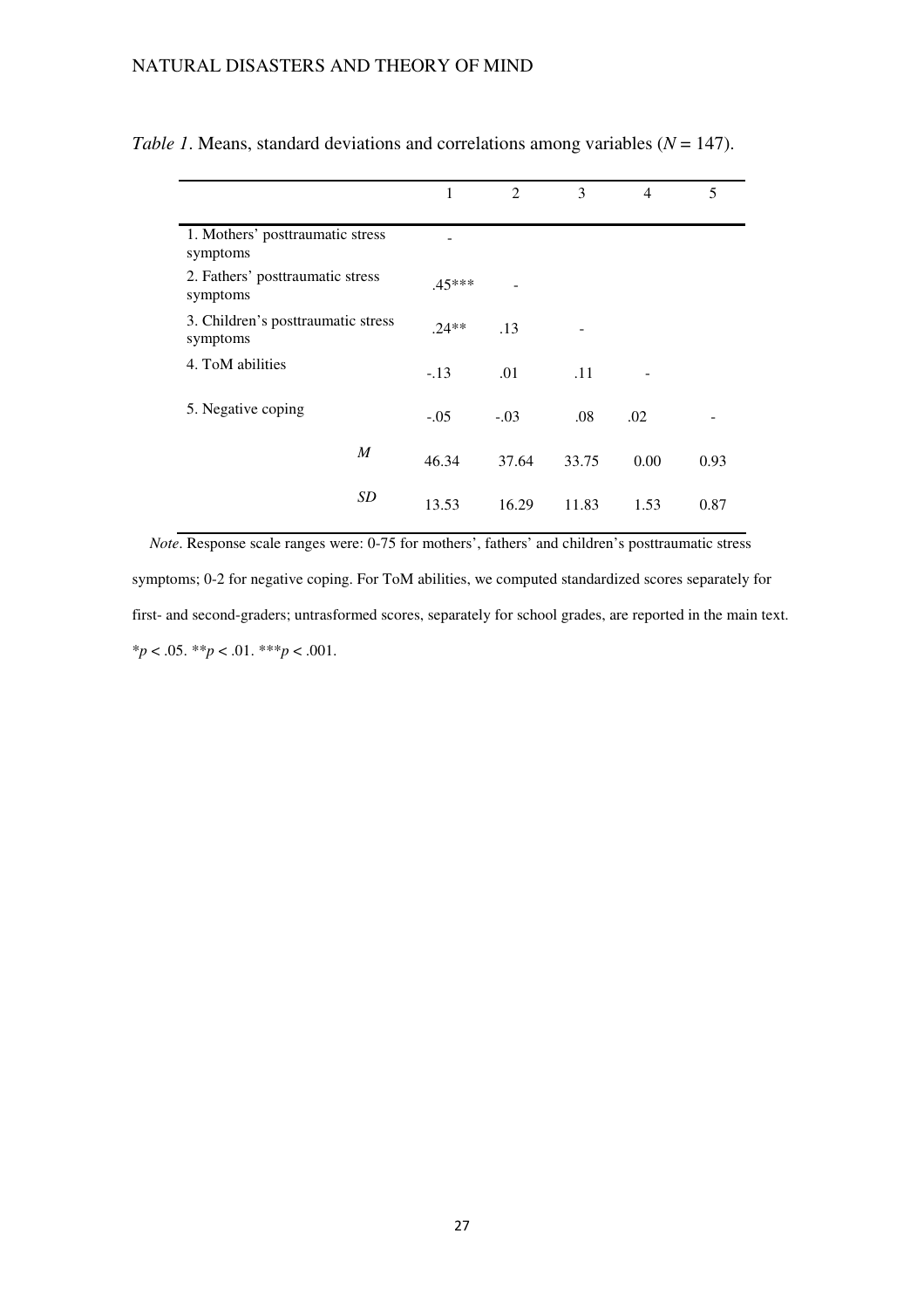*Table 1*. Means, standard deviations and correlations among variables ($N$ = 147).

| | 1 | 2 | 3 | 4 | 5 |
|---|---|---|---|---|---|
| 1. Mothers' posttraumatic stress symptoms | - | | | | |
| 2. Fathers' posttraumatic stress symptoms | .45*** | - | | | |
| 3. Children's posttraumatic stress symptoms | .24** | .13 | - | | |
| 4. ToM abilities | -.13 | .01 | .11 | - | |
| 5. Negative coping | -.05 | -.03 | .08 | .02 | - |
| *M* | 46.34 | 37.64 | 33.75 | 0.00 | 0.93 |
| *SD* | 13.53 | 16.29 | 11.83 | 1.53 | 0.87 |

*Note*. Response scale ranges were: 0-75 for mothers', fathers' and children's posttraumatic stress symptoms; 0-2 for negative coping. For ToM abilities, we computed standardized scores separately for first- and second-graders; untrasformed scores, separately for school grades, are reported in the main text.
$^{*}p < .05$. $^{**}p < .01$. $^{***}p < .001$.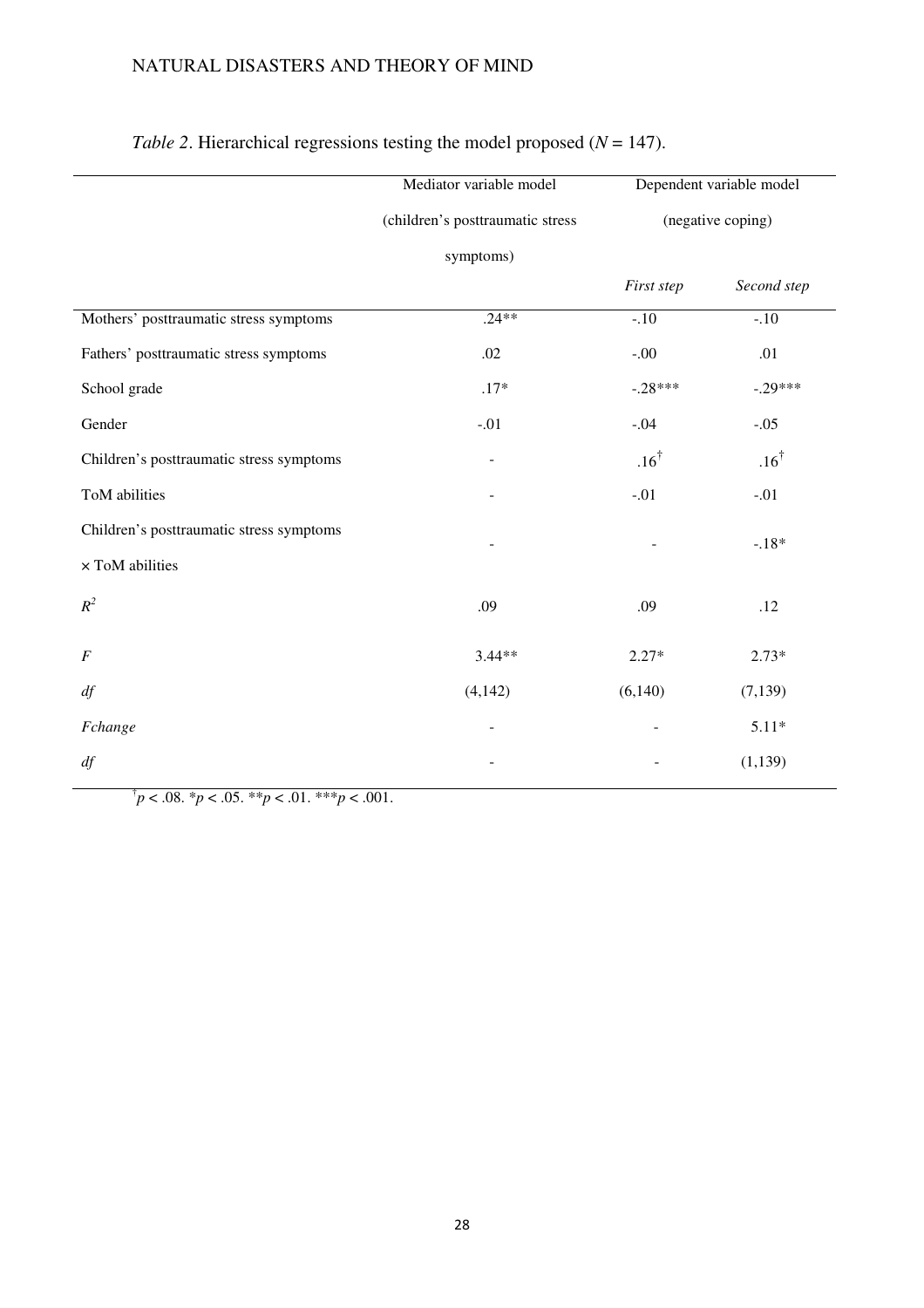*Table 2*. Hierarchical regressions testing the model proposed ($N$ = 147).

| | Mediator variable model (children's posttraumatic stress symptoms) | Dependent variable model (negative coping) | |
|---|---|---|---|
| | | *First step* | *Second step* |
| Mothers' posttraumatic stress symptoms | .24** | -.10 | -.10 |
| Fathers' posttraumatic stress symptoms | .02 | -.00 | .01 |
| School grade | .17* | -.28*** | -.29*** |
| Gender | -.01 | -.04 | -.05 |
| Children's posttraumatic stress symptoms | - | .16† | .16† |
| ToM abilities | - | -.01 | -.01 |
| Children's posttraumatic stress symptoms × ToM abilities | - | - | -.18* |
| $R^2$ | .09 | .09 | .12 |
| $F$ | 3.44** | 2.27* | 2.73* |
| *df* | (4,142) | (6,140) | (7,139) |
| *Fchange* | - | - | 5.11* |
| *df* | - | - | (1,139) |

†$p$ < .08. *$p$ < .05. **$p$ < .01. ***$p$ < .001.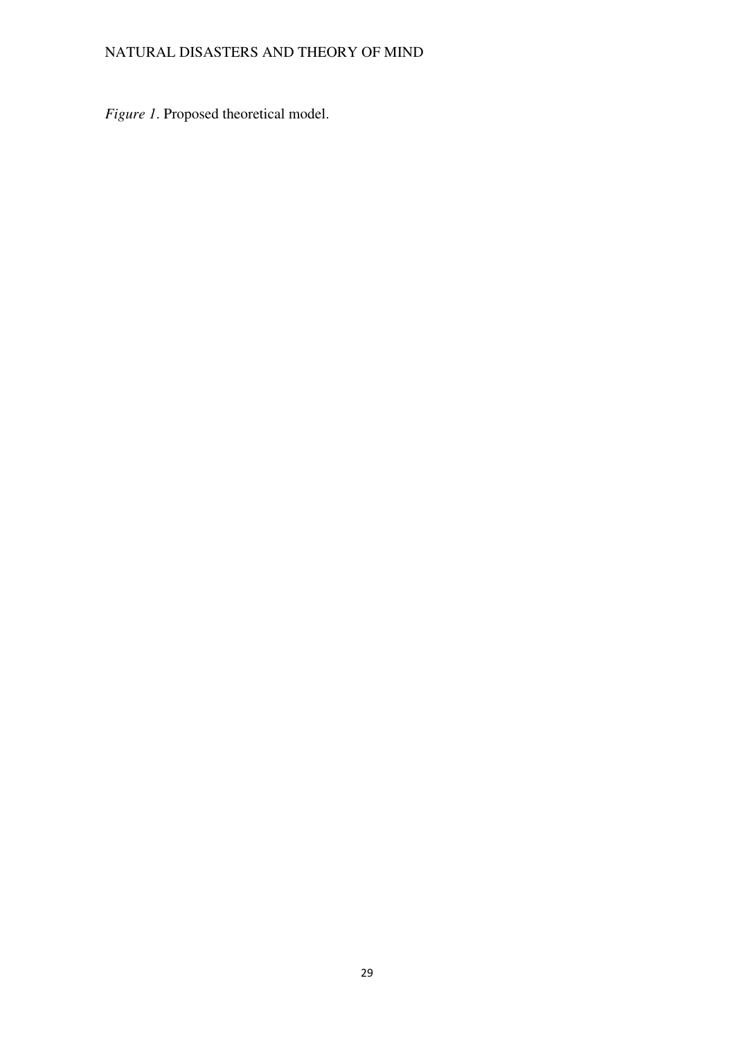*Figure 1*. Proposed theoretical model.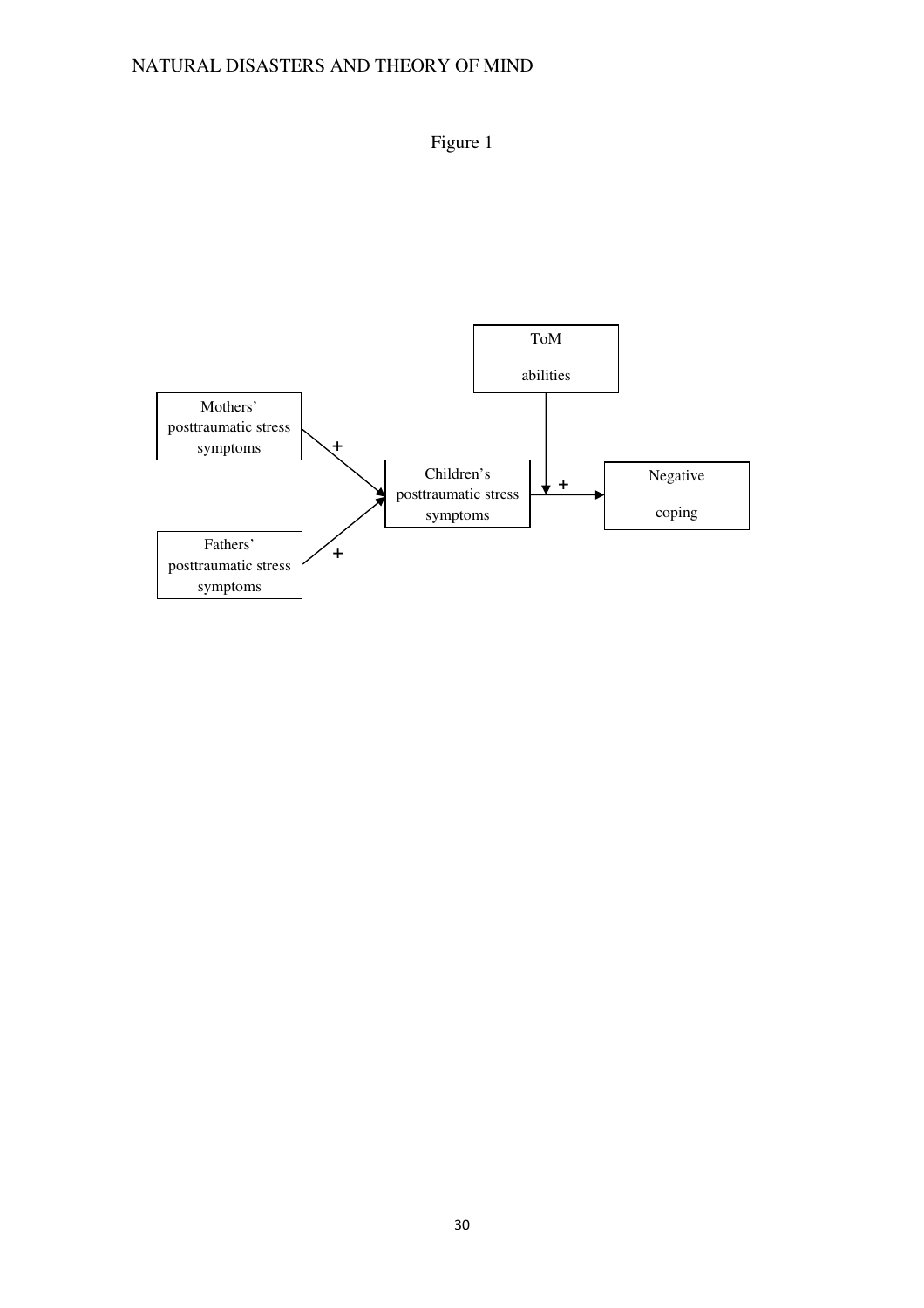Figure 1

ToM

abilities

Mothers' posttraumatic stress symptoms

+

Children's posttraumatic stress symptoms

+

Negative

coping

Fathers' posttraumatic stress symptoms

+